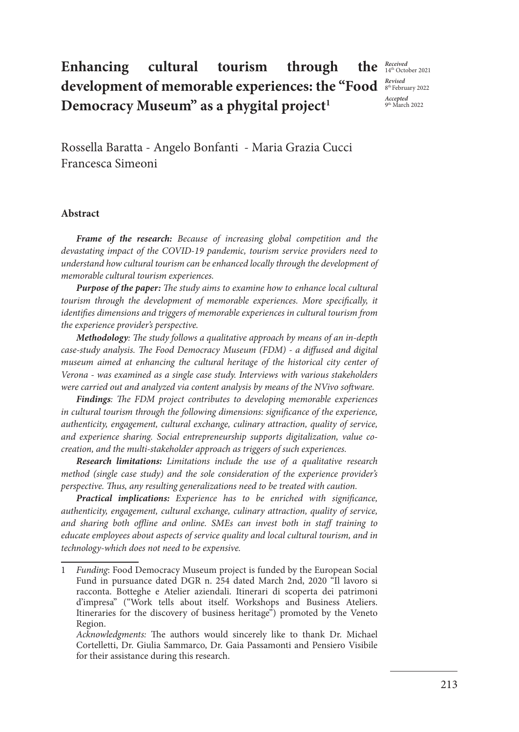# Enhancing cultural tourism through the development of memorable experiences: the "Food Democracy Museum" as a phygital project[1]

*Received* 14th October 2021
*Revised* 8th February 2022
*Accepted* 9th March 2022

Rossella Baratta - Angelo Bonfanti - Maria Grazia Cucci
Francesca Simeoni

## Abstract

***Frame of the research:*** *Because of increasing global competition and the devastating impact of the COVID-19 pandemic, tourism service providers need to understand how cultural tourism can be enhanced locally through the development of memorable cultural tourism experiences.*

***Purpose of the paper:*** *The study aims to examine how to enhance local cultural tourism through the development of memorable experiences. More specifically, it identifies dimensions and triggers of memorable experiences in cultural tourism from the experience provider's perspective.*

***Methodology****: The study follows a qualitative approach by means of an in-depth case-study analysis. The Food Democracy Museum (FDM) - a diffused and digital museum aimed at enhancing the cultural heritage of the historical city center of Verona - was examined as a single case study. Interviews with various stakeholders were carried out and analyzed via content analysis by means of the NVivo software.*

***Findings****: The FDM project contributes to developing memorable experiences in cultural tourism through the following dimensions: significance of the experience, authenticity, engagement, cultural exchange, culinary attraction, quality of service, and experience sharing. Social entrepreneurship supports digitalization, value co-creation, and the multi-stakeholder approach as triggers of such experiences.*

***Research limitations:*** *Limitations include the use of a qualitative research method (single case study) and the sole consideration of the experience provider's perspective. Thus, any resulting generalizations need to be treated with caution.*

***Practical implications:*** *Experience has to be enriched with significance, authenticity, engagement, cultural exchange, culinary attraction, quality of service, and sharing both offline and online. SMEs can invest both in staff training to educate employees about aspects of service quality and local cultural tourism, and in technology-which does not need to be expensive.*

---

1 *Funding*: Food Democracy Museum project is funded by the European Social Fund in pursuance dated DGR n. 254 dated March 2nd, 2020 "Il lavoro si racconta. Botteghe e Atelier aziendali. Itinerari di scoperta dei patrimoni d'impresa" ("Work tells about itself. Workshops and Business Ateliers. Itineraries for the discovery of business heritage") promoted by the Veneto Region.
*Acknowledgments:* The authors would sincerely like to thank Dr. Michael Cortelletti, Dr. Giulia Sammarco, Dr. Gaia Passamonti and Pensiero Visibile for their assistance during this research.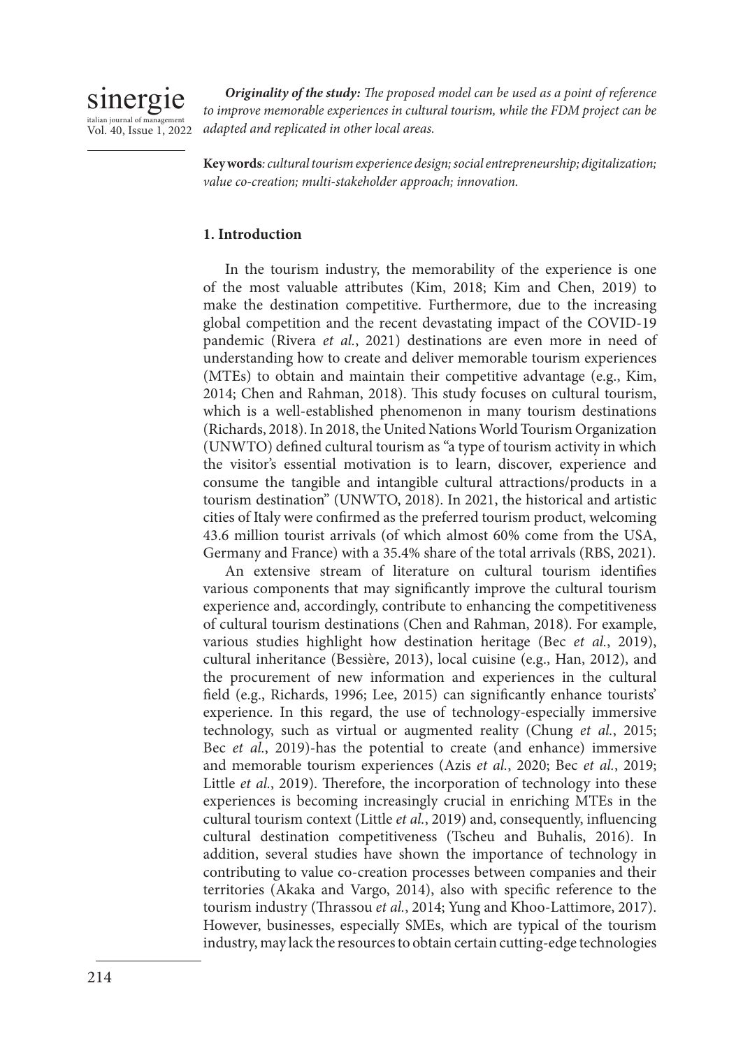***Originality of the study:*** *The proposed model can be used as a point of reference to improve memorable experiences in cultural tourism, while the FDM project can be adapted and replicated in other local areas.*

**Key words**: *cultural tourism experience design; social entrepreneurship; digitalization; value co-creation; multi-stakeholder approach; innovation.*

## 1. Introduction

In the tourism industry, the memorability of the experience is one of the most valuable attributes (Kim, 2018; Kim and Chen, 2019) to make the destination competitive. Furthermore, due to the increasing global competition and the recent devastating impact of the COVID-19 pandemic (Rivera *et al.*, 2021) destinations are even more in need of understanding how to create and deliver memorable tourism experiences (MTEs) to obtain and maintain their competitive advantage (e.g., Kim, 2014; Chen and Rahman, 2018). This study focuses on cultural tourism, which is a well-established phenomenon in many tourism destinations (Richards, 2018). In 2018, the United Nations World Tourism Organization (UNWTO) defined cultural tourism as "a type of tourism activity in which the visitor's essential motivation is to learn, discover, experience and consume the tangible and intangible cultural attractions/products in a tourism destination" (UNWTO, 2018). In 2021, the historical and artistic cities of Italy were confirmed as the preferred tourism product, welcoming 43.6 million tourist arrivals (of which almost 60% come from the USA, Germany and France) with a 35.4% share of the total arrivals (RBS, 2021).

An extensive stream of literature on cultural tourism identifies various components that may significantly improve the cultural tourism experience and, accordingly, contribute to enhancing the competitiveness of cultural tourism destinations (Chen and Rahman, 2018). For example, various studies highlight how destination heritage (Bec *et al.*, 2019), cultural inheritance (Bessière, 2013), local cuisine (e.g., Han, 2012), and the procurement of new information and experiences in the cultural field (e.g., Richards, 1996; Lee, 2015) can significantly enhance tourists' experience. In this regard, the use of technology-especially immersive technology, such as virtual or augmented reality (Chung *et al.*, 2015; Bec *et al.*, 2019)-has the potential to create (and enhance) immersive and memorable tourism experiences (Azis *et al.*, 2020; Bec *et al.*, 2019; Little *et al.*, 2019). Therefore, the incorporation of technology into these experiences is becoming increasingly crucial in enriching MTEs in the cultural tourism context (Little *et al.*, 2019) and, consequently, influencing cultural destination competitiveness (Tscheu and Buhalis, 2016). In addition, several studies have shown the importance of technology in contributing to value co-creation processes between companies and their territories (Akaka and Vargo, 2014), also with specific reference to the tourism industry (Thrassou *et al.*, 2014; Yung and Khoo-Lattimore, 2017). However, businesses, especially SMEs, which are typical of the tourism industry, may lack the resources to obtain certain cutting-edge technologies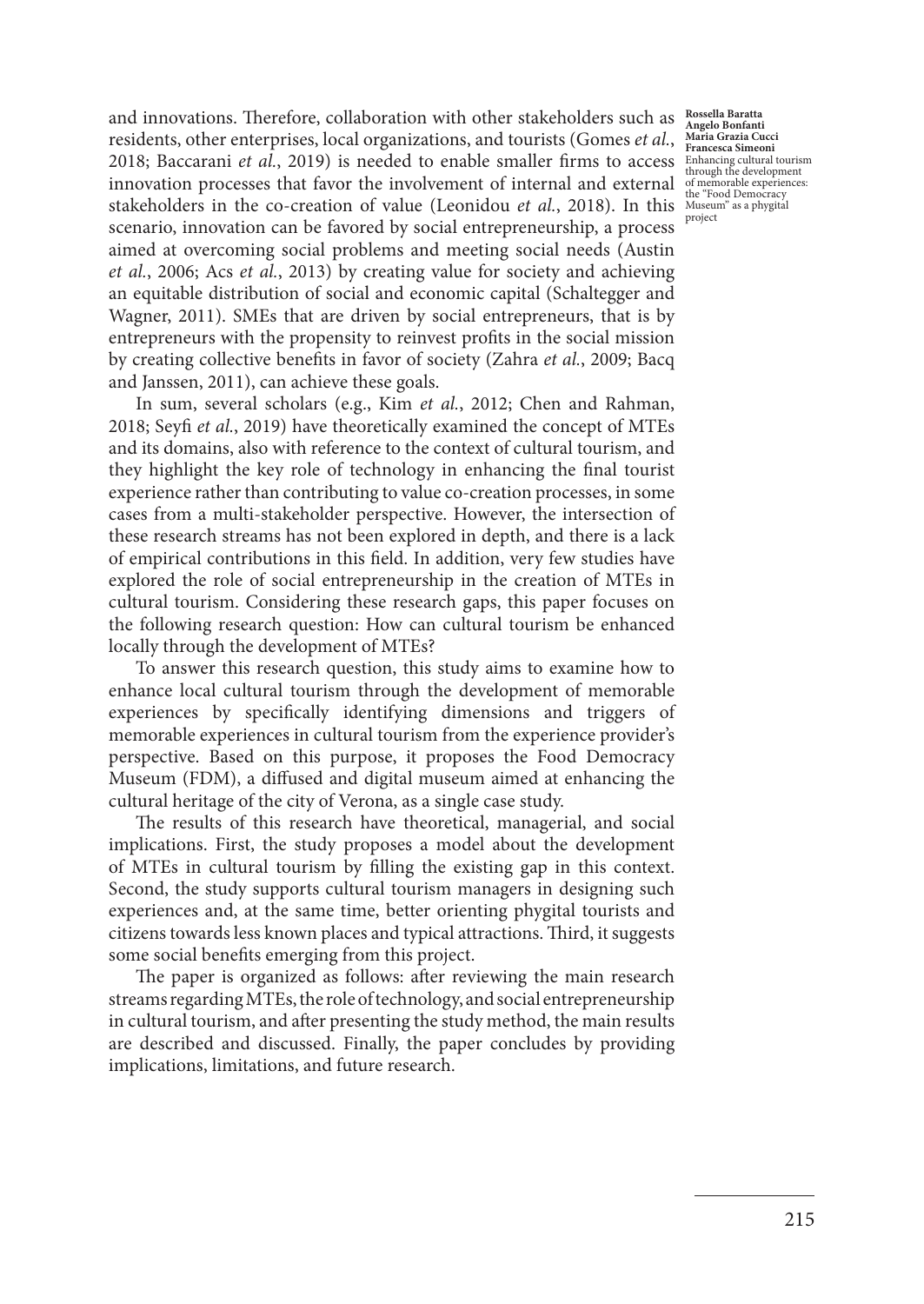and innovations. Therefore, collaboration with other stakeholders such as residents, other enterprises, local organizations, and tourists (Gomes *et al.*, 2018; Baccarani *et al.*, 2019) is needed to enable smaller firms to access innovation processes that favor the involvement of internal and external stakeholders in the co-creation of value (Leonidou *et al.*, 2018). In this scenario, innovation can be favored by social entrepreneurship, a process aimed at overcoming social problems and meeting social needs (Austin *et al.*, 2006; Acs *et al.*, 2013) by creating value for society and achieving an equitable distribution of social and economic capital (Schaltegger and Wagner, 2011). SMEs that are driven by social entrepreneurs, that is by entrepreneurs with the propensity to reinvest profits in the social mission by creating collective benefits in favor of society (Zahra *et al.*, 2009; Bacq and Janssen, 2011), can achieve these goals.

In sum, several scholars (e.g., Kim *et al.*, 2012; Chen and Rahman, 2018; Seyfi *et al.*, 2019) have theoretically examined the concept of MTEs and its domains, also with reference to the context of cultural tourism, and they highlight the key role of technology in enhancing the final tourist experience rather than contributing to value co-creation processes, in some cases from a multi-stakeholder perspective. However, the intersection of these research streams has not been explored in depth, and there is a lack of empirical contributions in this field. In addition, very few studies have explored the role of social entrepreneurship in the creation of MTEs in cultural tourism. Considering these research gaps, this paper focuses on the following research question: How can cultural tourism be enhanced locally through the development of MTEs?

To answer this research question, this study aims to examine how to enhance local cultural tourism through the development of memorable experiences by specifically identifying dimensions and triggers of memorable experiences in cultural tourism from the experience provider's perspective. Based on this purpose, it proposes the Food Democracy Museum (FDM), a diffused and digital museum aimed at enhancing the cultural heritage of the city of Verona, as a single case study.

The results of this research have theoretical, managerial, and social implications. First, the study proposes a model about the development of MTEs in cultural tourism by filling the existing gap in this context. Second, the study supports cultural tourism managers in designing such experiences and, at the same time, better orienting phygital tourists and citizens towards less known places and typical attractions. Third, it suggests some social benefits emerging from this project.

The paper is organized as follows: after reviewing the main research streams regarding MTEs, the role of technology, and social entrepreneurship in cultural tourism, and after presenting the study method, the main results are described and discussed. Finally, the paper concludes by providing implications, limitations, and future research.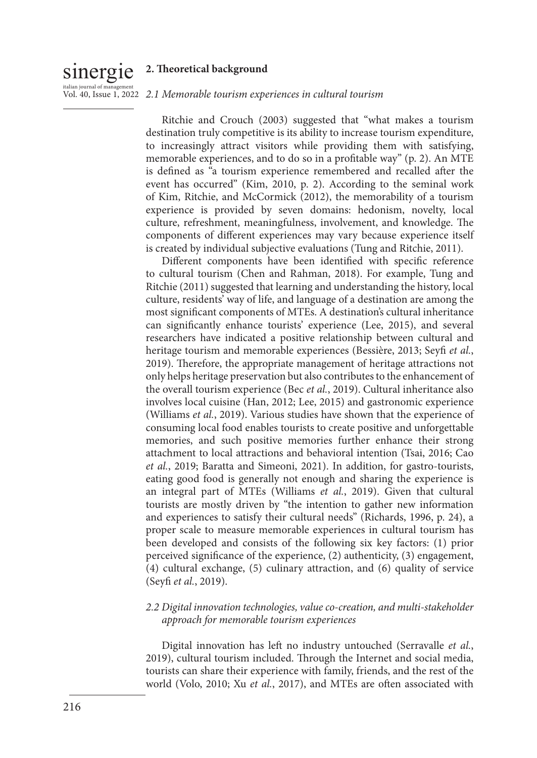## 2. Theoretical background

### 2.1 Memorable tourism experiences in cultural tourism

Ritchie and Crouch (2003) suggested that "what makes a tourism destination truly competitive is its ability to increase tourism expenditure, to increasingly attract visitors while providing them with satisfying, memorable experiences, and to do so in a profitable way" (p. 2). An MTE is defined as "a tourism experience remembered and recalled after the event has occurred" (Kim, 2010, p. 2). According to the seminal work of Kim, Ritchie, and McCormick (2012), the memorability of a tourism experience is provided by seven domains: hedonism, novelty, local culture, refreshment, meaningfulness, involvement, and knowledge. The components of different experiences may vary because experience itself is created by individual subjective evaluations (Tung and Ritchie, 2011).

Different components have been identified with specific reference to cultural tourism (Chen and Rahman, 2018). For example, Tung and Ritchie (2011) suggested that learning and understanding the history, local culture, residents' way of life, and language of a destination are among the most significant components of MTEs. A destination's cultural inheritance can significantly enhance tourists' experience (Lee, 2015), and several researchers have indicated a positive relationship between cultural and heritage tourism and memorable experiences (Bessière, 2013; Seyfi *et al.*, 2019). Therefore, the appropriate management of heritage attractions not only helps heritage preservation but also contributes to the enhancement of the overall tourism experience (Bec *et al.*, 2019). Cultural inheritance also involves local cuisine (Han, 2012; Lee, 2015) and gastronomic experience (Williams *et al.*, 2019). Various studies have shown that the experience of consuming local food enables tourists to create positive and unforgettable memories, and such positive memories further enhance their strong attachment to local attractions and behavioral intention (Tsai, 2016; Cao *et al.*, 2019; Baratta and Simeoni, 2021). In addition, for gastro-tourists, eating good food is generally not enough and sharing the experience is an integral part of MTEs (Williams *et al.*, 2019). Given that cultural tourists are mostly driven by "the intention to gather new information and experiences to satisfy their cultural needs" (Richards, 1996, p. 24), a proper scale to measure memorable experiences in cultural tourism has been developed and consists of the following six key factors: (1) prior perceived significance of the experience, (2) authenticity, (3) engagement, (4) cultural exchange, (5) culinary attraction, and (6) quality of service (Seyfi *et al.*, 2019).

### 2.2 Digital innovation technologies, value co-creation, and multi-stakeholder approach for memorable tourism experiences

Digital innovation has left no industry untouched (Serravalle *et al.*, 2019), cultural tourism included. Through the Internet and social media, tourists can share their experience with family, friends, and the rest of the world (Volo, 2010; Xu *et al.*, 2017), and MTEs are often associated with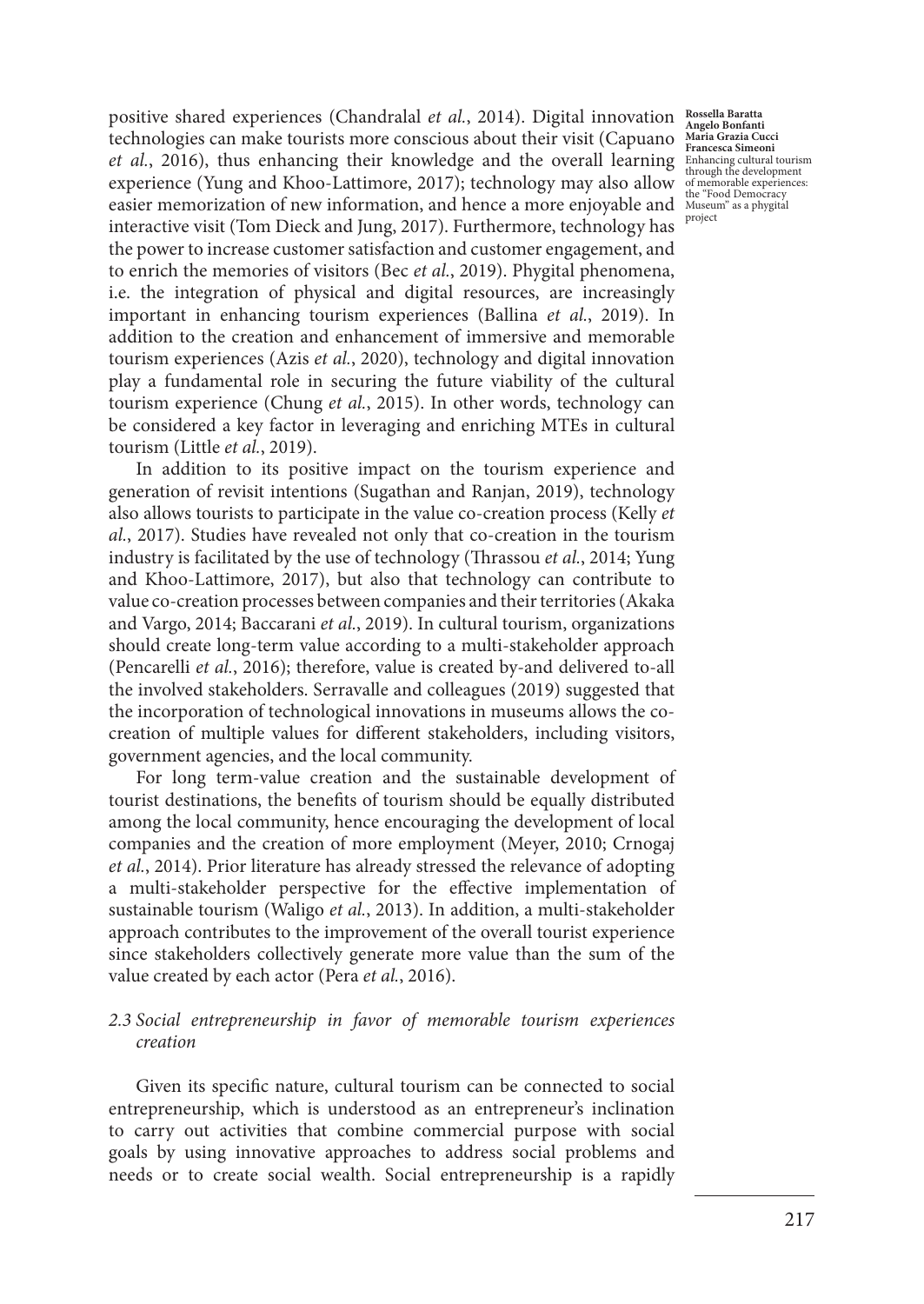positive shared experiences (Chandralal *et al.*, 2014). Digital innovation technologies can make tourists more conscious about their visit (Capuano *et al.*, 2016), thus enhancing their knowledge and the overall learning experience (Yung and Khoo-Lattimore, 2017); technology may also allow easier memorization of new information, and hence a more enjoyable and interactive visit (Tom Dieck and Jung, 2017). Furthermore, technology has the power to increase customer satisfaction and customer engagement, and to enrich the memories of visitors (Bec *et al.*, 2019). Phygital phenomena, i.e. the integration of physical and digital resources, are increasingly important in enhancing tourism experiences (Ballina *et al.*, 2019). In addition to the creation and enhancement of immersive and memorable tourism experiences (Azis *et al.*, 2020), technology and digital innovation play a fundamental role in securing the future viability of the cultural tourism experience (Chung *et al.*, 2015). In other words, technology can be considered a key factor in leveraging and enriching MTEs in cultural tourism (Little *et al.*, 2019).

In addition to its positive impact on the tourism experience and generation of revisit intentions (Sugathan and Ranjan, 2019), technology also allows tourists to participate in the value co-creation process (Kelly *et al.*, 2017). Studies have revealed not only that co-creation in the tourism industry is facilitated by the use of technology (Thrassou *et al.*, 2014; Yung and Khoo-Lattimore, 2017), but also that technology can contribute to value co-creation processes between companies and their territories (Akaka and Vargo, 2014; Baccarani *et al.*, 2019). In cultural tourism, organizations should create long-term value according to a multi-stakeholder approach (Pencarelli *et al.*, 2016); therefore, value is created by-and delivered to-all the involved stakeholders. Serravalle and colleagues (2019) suggested that the incorporation of technological innovations in museums allows the co-creation of multiple values for different stakeholders, including visitors, government agencies, and the local community.

For long term-value creation and the sustainable development of tourist destinations, the benefits of tourism should be equally distributed among the local community, hence encouraging the development of local companies and the creation of more employment (Meyer, 2010; Crnogaj *et al.*, 2014). Prior literature has already stressed the relevance of adopting a multi-stakeholder perspective for the effective implementation of sustainable tourism (Waligo *et al.*, 2013). In addition, a multi-stakeholder approach contributes to the improvement of the overall tourist experience since stakeholders collectively generate more value than the sum of the value created by each actor (Pera *et al.*, 2016).

### *2.3 Social entrepreneurship in favor of memorable tourism experiences creation*

Given its specific nature, cultural tourism can be connected to social entrepreneurship, which is understood as an entrepreneur's inclination to carry out activities that combine commercial purpose with social goals by using innovative approaches to address social problems and needs or to create social wealth. Social entrepreneurship is a rapidly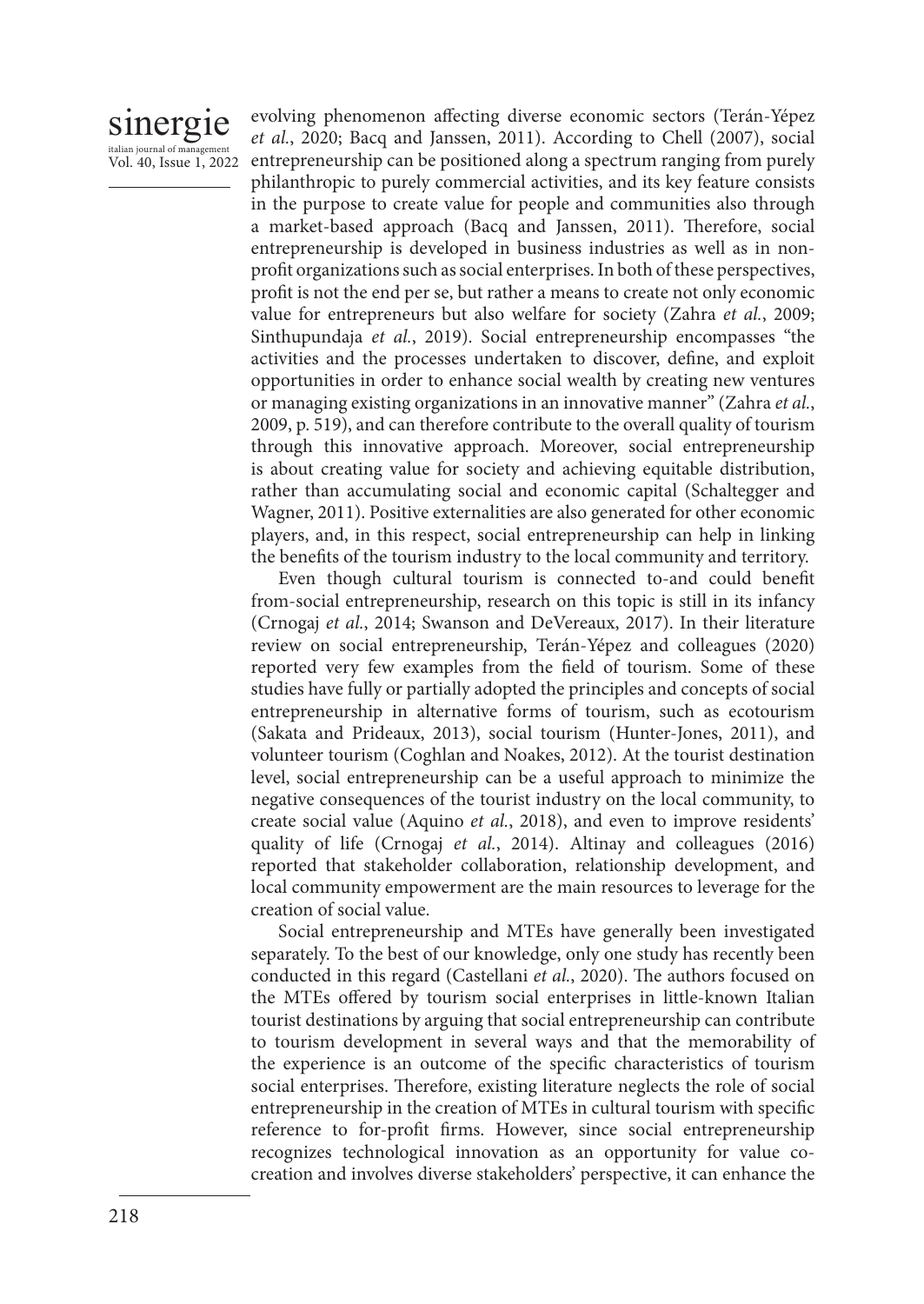evolving phenomenon affecting diverse economic sectors (Terán-Yépez *et al.*, 2020; Bacq and Janssen, 2011). According to Chell (2007), social entrepreneurship can be positioned along a spectrum ranging from purely philanthropic to purely commercial activities, and its key feature consists in the purpose to create value for people and communities also through a market-based approach (Bacq and Janssen, 2011). Therefore, social entrepreneurship is developed in business industries as well as in non-profit organizations such as social enterprises. In both of these perspectives, profit is not the end per se, but rather a means to create not only economic value for entrepreneurs but also welfare for society (Zahra *et al.*, 2009; Sinthupundaja *et al.*, 2019). Social entrepreneurship encompasses "the activities and the processes undertaken to discover, define, and exploit opportunities in order to enhance social wealth by creating new ventures or managing existing organizations in an innovative manner" (Zahra *et al.*, 2009, p. 519), and can therefore contribute to the overall quality of tourism through this innovative approach. Moreover, social entrepreneurship is about creating value for society and achieving equitable distribution, rather than accumulating social and economic capital (Schaltegger and Wagner, 2011). Positive externalities are also generated for other economic players, and, in this respect, social entrepreneurship can help in linking the benefits of the tourism industry to the local community and territory.

Even though cultural tourism is connected to-and could benefit from-social entrepreneurship, research on this topic is still in its infancy (Crnogaj *et al.*, 2014; Swanson and DeVereaux, 2017). In their literature review on social entrepreneurship, Terán-Yépez and colleagues (2020) reported very few examples from the field of tourism. Some of these studies have fully or partially adopted the principles and concepts of social entrepreneurship in alternative forms of tourism, such as ecotourism (Sakata and Prideaux, 2013), social tourism (Hunter-Jones, 2011), and volunteer tourism (Coghlan and Noakes, 2012). At the tourist destination level, social entrepreneurship can be a useful approach to minimize the negative consequences of the tourist industry on the local community, to create social value (Aquino *et al.*, 2018), and even to improve residents' quality of life (Crnogaj *et al.*, 2014). Altinay and colleagues (2016) reported that stakeholder collaboration, relationship development, and local community empowerment are the main resources to leverage for the creation of social value.

Social entrepreneurship and MTEs have generally been investigated separately. To the best of our knowledge, only one study has recently been conducted in this regard (Castellani *et al.*, 2020). The authors focused on the MTEs offered by tourism social enterprises in little-known Italian tourist destinations by arguing that social entrepreneurship can contribute to tourism development in several ways and that the memorability of the experience is an outcome of the specific characteristics of tourism social enterprises. Therefore, existing literature neglects the role of social entrepreneurship in the creation of MTEs in cultural tourism with specific reference to for-profit firms. However, since social entrepreneurship recognizes technological innovation as an opportunity for value co-creation and involves diverse stakeholders' perspective, it can enhance the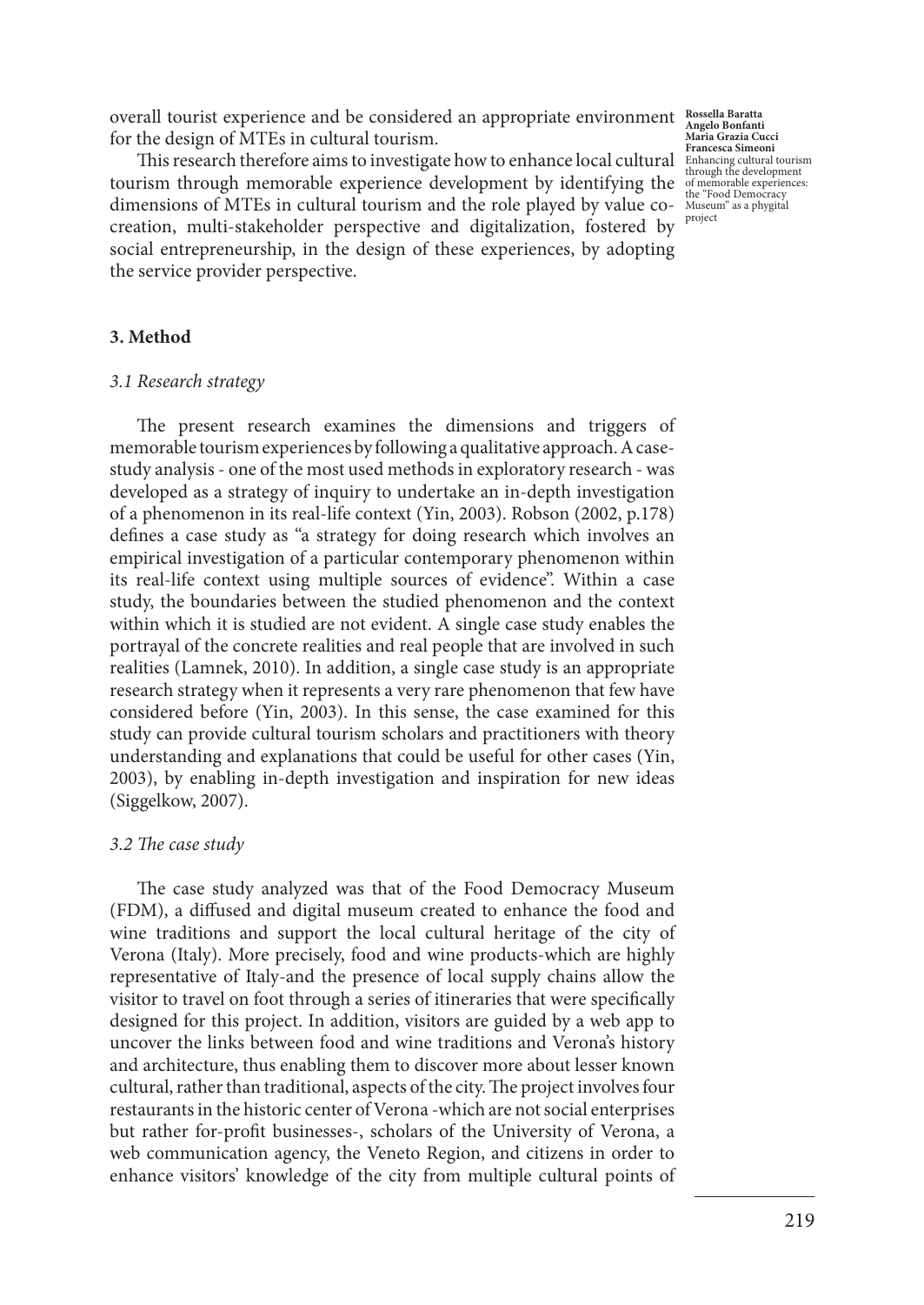overall tourist experience and be considered an appropriate environment for the design of MTEs in cultural tourism.

This research therefore aims to investigate how to enhance local cultural tourism through memorable experience development by identifying the dimensions of MTEs in cultural tourism and the role played by value co-creation, multi-stakeholder perspective and digitalization, fostered by social entrepreneurship, in the design of these experiences, by adopting the service provider perspective.

## 3. Method

### *3.1 Research strategy*

The present research examines the dimensions and triggers of memorable tourism experiences by following a qualitative approach. A case-study analysis - one of the most used methods in exploratory research - was developed as a strategy of inquiry to undertake an in-depth investigation of a phenomenon in its real-life context (Yin, 2003). Robson (2002, p.178) defines a case study as "a strategy for doing research which involves an empirical investigation of a particular contemporary phenomenon within its real-life context using multiple sources of evidence". Within a case study, the boundaries between the studied phenomenon and the context within which it is studied are not evident. A single case study enables the portrayal of the concrete realities and real people that are involved in such realities (Lamnek, 2010). In addition, a single case study is an appropriate research strategy when it represents a very rare phenomenon that few have considered before (Yin, 2003). In this sense, the case examined for this study can provide cultural tourism scholars and practitioners with theory understanding and explanations that could be useful for other cases (Yin, 2003), by enabling in-depth investigation and inspiration for new ideas (Siggelkow, 2007).

### *3.2 The case study*

The case study analyzed was that of the Food Democracy Museum (FDM), a diffused and digital museum created to enhance the food and wine traditions and support the local cultural heritage of the city of Verona (Italy). More precisely, food and wine products-which are highly representative of Italy-and the presence of local supply chains allow the visitor to travel on foot through a series of itineraries that were specifically designed for this project. In addition, visitors are guided by a web app to uncover the links between food and wine traditions and Verona's history and architecture, thus enabling them to discover more about lesser known cultural, rather than traditional, aspects of the city. The project involves four restaurants in the historic center of Verona -which are not social enterprises but rather for-profit businesses-, scholars of the University of Verona, a web communication agency, the Veneto Region, and citizens in order to enhance visitors' knowledge of the city from multiple cultural points of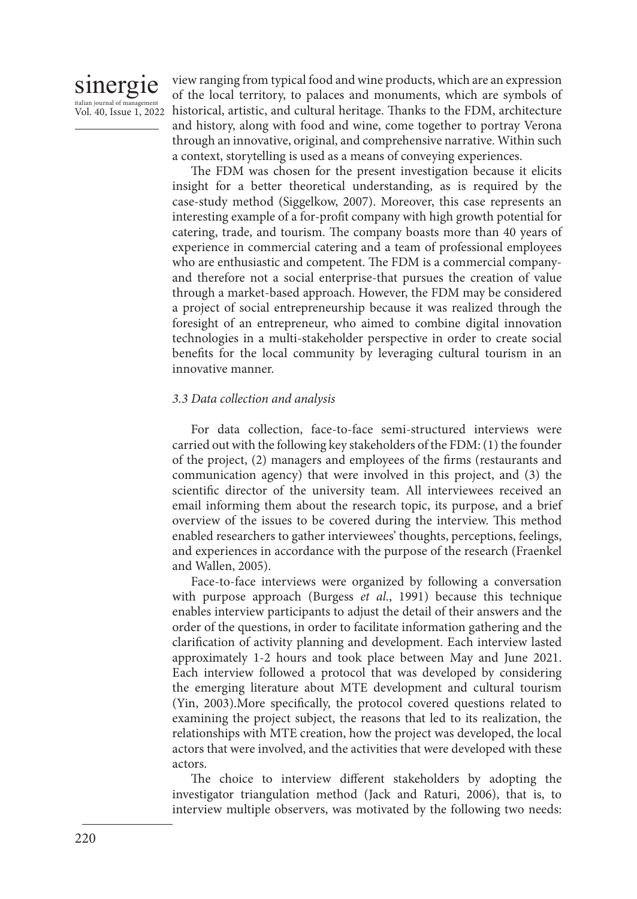view ranging from typical food and wine products, which are an expression of the local territory, to palaces and monuments, which are symbols of historical, artistic, and cultural heritage. Thanks to the FDM, architecture and history, along with food and wine, come together to portray Verona through an innovative, original, and comprehensive narrative. Within such a context, storytelling is used as a means of conveying experiences.

The FDM was chosen for the present investigation because it elicits insight for a better theoretical understanding, as is required by the case-study method (Siggelkow, 2007). Moreover, this case represents an interesting example of a for-profit company with high growth potential for catering, trade, and tourism. The company boasts more than 40 years of experience in commercial catering and a team of professional employees who are enthusiastic and competent. The FDM is a commercial company-and therefore not a social enterprise-that pursues the creation of value through a market-based approach. However, the FDM may be considered a project of social entrepreneurship because it was realized through the foresight of an entrepreneur, who aimed to combine digital innovation technologies in a multi-stakeholder perspective in order to create social benefits for the local community by leveraging cultural tourism in an innovative manner.

### *3.3 Data collection and analysis*

For data collection, face-to-face semi-structured interviews were carried out with the following key stakeholders of the FDM: (1) the founder of the project, (2) managers and employees of the firms (restaurants and communication agency) that were involved in this project, and (3) the scientific director of the university team. All interviewees received an email informing them about the research topic, its purpose, and a brief overview of the issues to be covered during the interview. This method enabled researchers to gather interviewees' thoughts, perceptions, feelings, and experiences in accordance with the purpose of the research (Fraenkel and Wallen, 2005).

Face-to-face interviews were organized by following a conversation with purpose approach (Burgess *et al.*, 1991) because this technique enables interview participants to adjust the detail of their answers and the order of the questions, in order to facilitate information gathering and the clarification of activity planning and development. Each interview lasted approximately 1-2 hours and took place between May and June 2021. Each interview followed a protocol that was developed by considering the emerging literature about MTE development and cultural tourism (Yin, 2003).More specifically, the protocol covered questions related to examining the project subject, the reasons that led to its realization, the relationships with MTE creation, how the project was developed, the local actors that were involved, and the activities that were developed with these actors.

The choice to interview different stakeholders by adopting the investigator triangulation method (Jack and Raturi, 2006), that is, to interview multiple observers, was motivated by the following two needs: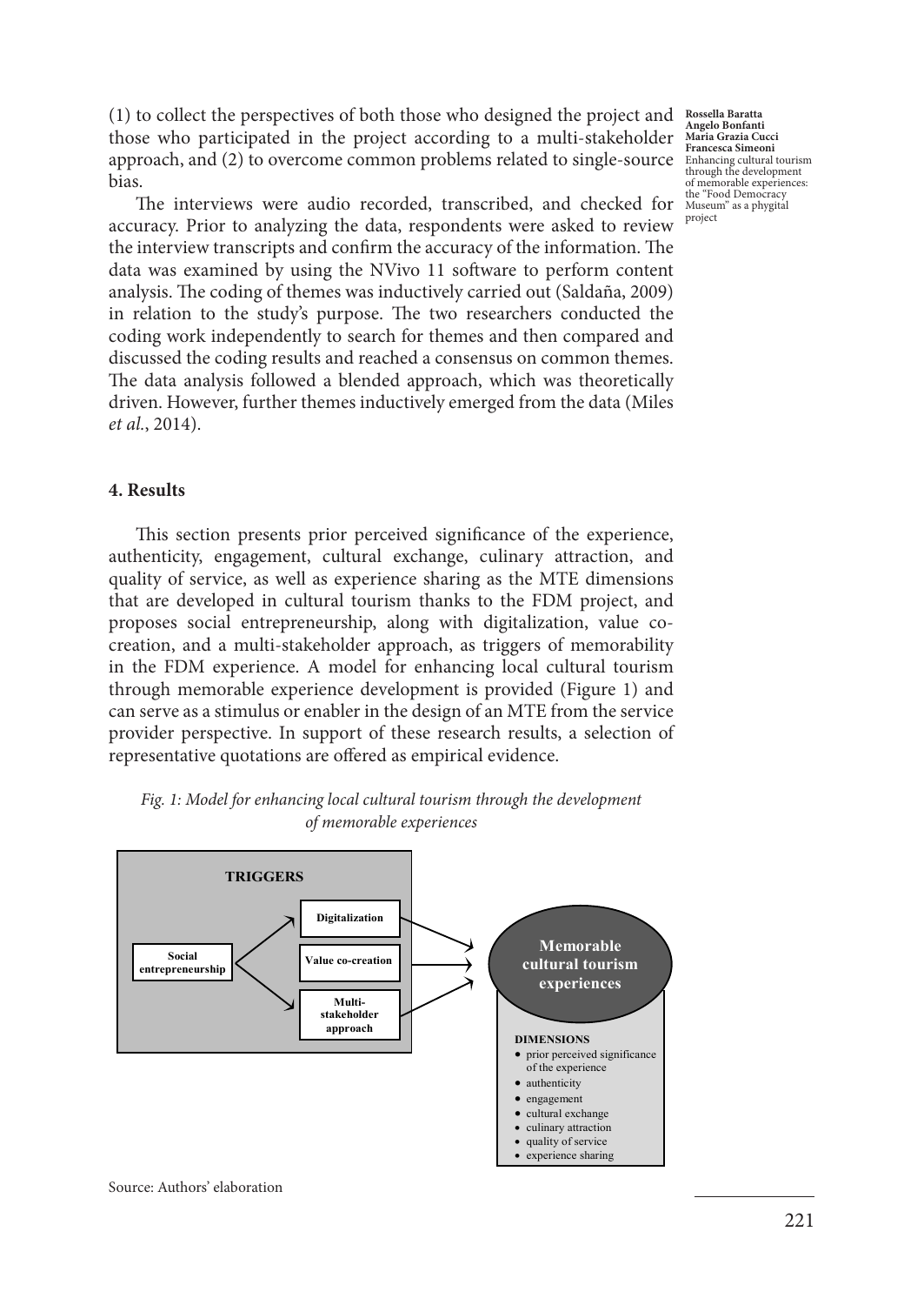(1) to collect the perspectives of both those who designed the project and those who participated in the project according to a multi-stakeholder approach, and (2) to overcome common problems related to single-source bias.

The interviews were audio recorded, transcribed, and checked for accuracy. Prior to analyzing the data, respondents were asked to review the interview transcripts and confirm the accuracy of the information. The data was examined by using the NVivo 11 software to perform content analysis. The coding of themes was inductively carried out (Saldaña, 2009) in relation to the study's purpose. The two researchers conducted the coding work independently to search for themes and then compared and discussed the coding results and reached a consensus on common themes. The data analysis followed a blended approach, which was theoretically driven. However, further themes inductively emerged from the data (Miles *et al.*, 2014).

## 4. Results

This section presents prior perceived significance of the experience, authenticity, engagement, cultural exchange, culinary attraction, and quality of service, as well as experience sharing as the MTE dimensions that are developed in cultural tourism thanks to the FDM project, and proposes social entrepreneurship, along with digitalization, value co-creation, and a multi-stakeholder approach, as triggers of memorability in the FDM experience. A model for enhancing local cultural tourism through memorable experience development is provided (Figure 1) and can serve as a stimulus or enabler in the design of an MTE from the service provider perspective. In support of these research results, a selection of representative quotations are offered as empirical evidence.

*Fig. 1: Model for enhancing local cultural tourism through the development of memorable experiences*

**TRIGGERS**

- Social entrepreneurship → Digitalization, Value co-creation, Multi-stakeholder approach → Memorable cultural tourism experiences

**DIMENSIONS**

- prior perceived significance of the experience
- authenticity
- engagement
- cultural exchange
- culinary attraction
- quality of service
- experience sharing

Source: Authors' elaboration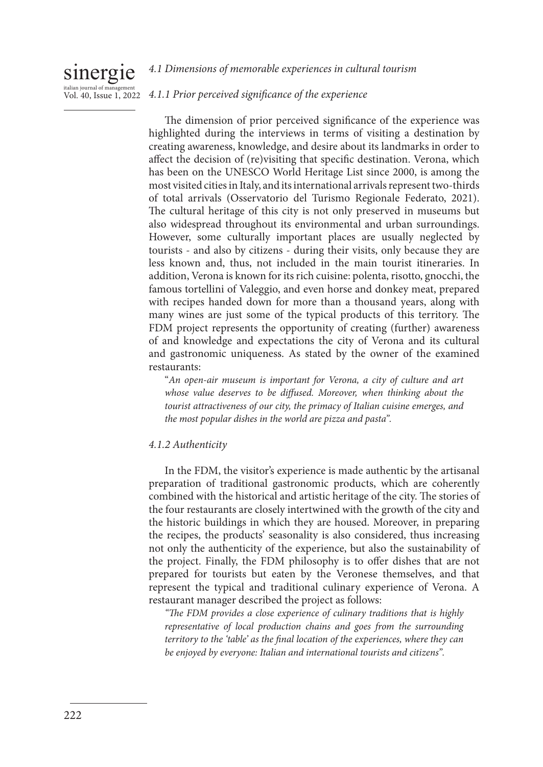### *4.1 Dimensions of memorable experiences in cultural tourism*

#### *4.1.1 Prior perceived significance of the experience*

The dimension of prior perceived significance of the experience was highlighted during the interviews in terms of visiting a destination by creating awareness, knowledge, and desire about its landmarks in order to affect the decision of (re)visiting that specific destination. Verona, which has been on the UNESCO World Heritage List since 2000, is among the most visited cities in Italy, and its international arrivals represent two-thirds of total arrivals (Osservatorio del Turismo Regionale Federato, 2021). The cultural heritage of this city is not only preserved in museums but also widespread throughout its environmental and urban surroundings. However, some culturally important places are usually neglected by tourists - and also by citizens - during their visits, only because they are less known and, thus, not included in the main tourist itineraries. In addition, Verona is known for its rich cuisine: polenta, risotto, gnocchi, the famous tortellini of Valeggio, and even horse and donkey meat, prepared with recipes handed down for more than a thousand years, along with many wines are just some of the typical products of this territory. The FDM project represents the opportunity of creating (further) awareness of and knowledge and expectations the city of Verona and its cultural and gastronomic uniqueness. As stated by the owner of the examined restaurants:

"*An open-air museum is important for Verona, a city of culture and art whose value deserves to be diffused. Moreover, when thinking about the tourist attractiveness of our city, the primacy of Italian cuisine emerges, and the most popular dishes in the world are pizza and pasta*".

#### *4.1.2 Authenticity*

In the FDM, the visitor's experience is made authentic by the artisanal preparation of traditional gastronomic products, which are coherently combined with the historical and artistic heritage of the city. The stories of the four restaurants are closely intertwined with the growth of the city and the historic buildings in which they are housed. Moreover, in preparing the recipes, the products' seasonality is also considered, thus increasing not only the authenticity of the experience, but also the sustainability of the project. Finally, the FDM philosophy is to offer dishes that are not prepared for tourists but eaten by the Veronese themselves, and that represent the typical and traditional culinary experience of Verona. A restaurant manager described the project as follows:

*"The FDM provides a close experience of culinary traditions that is highly representative of local production chains and goes from the surrounding territory to the 'table' as the final location of the experiences, where they can be enjoyed by everyone: Italian and international tourists and citizens".*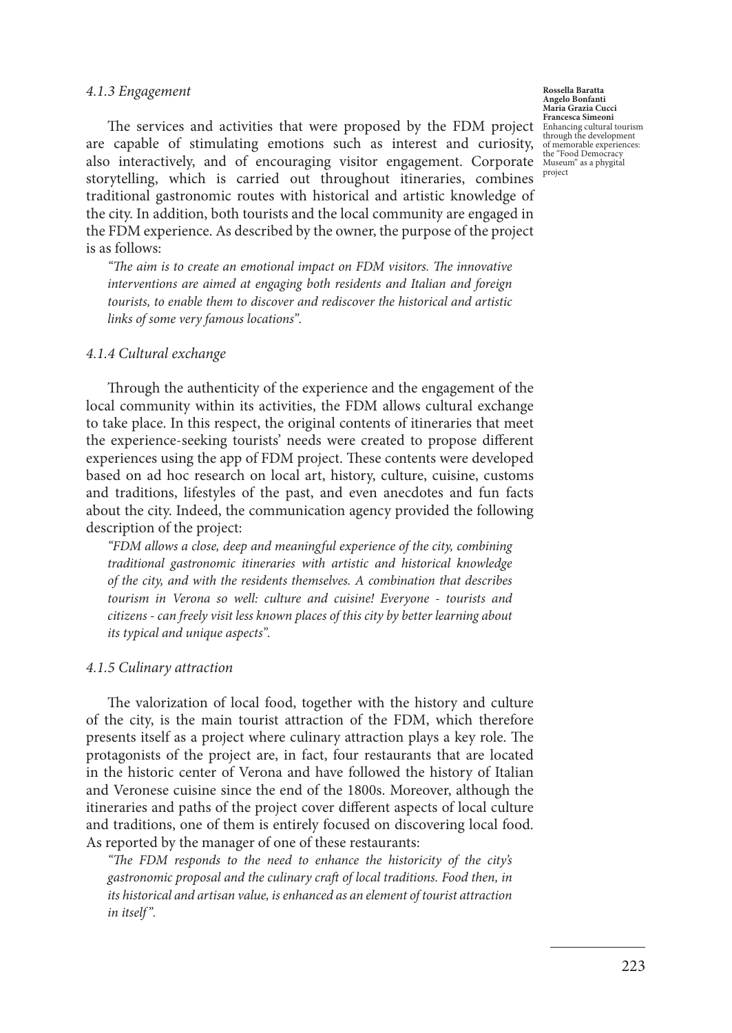### *4.1.3 Engagement*

The services and activities that were proposed by the FDM project are capable of stimulating emotions such as interest and curiosity, also interactively, and of encouraging visitor engagement. Corporate storytelling, which is carried out throughout itineraries, combines traditional gastronomic routes with historical and artistic knowledge of the city. In addition, both tourists and the local community are engaged in the FDM experience. As described by the owner, the purpose of the project is as follows:

> *"The aim is to create an emotional impact on FDM visitors. The innovative interventions are aimed at engaging both residents and Italian and foreign tourists, to enable them to discover and rediscover the historical and artistic links of some very famous locations".*

### *4.1.4 Cultural exchange*

Through the authenticity of the experience and the engagement of the local community within its activities, the FDM allows cultural exchange to take place. In this respect, the original contents of itineraries that meet the experience-seeking tourists' needs were created to propose different experiences using the app of FDM project. These contents were developed based on ad hoc research on local art, history, culture, cuisine, customs and traditions, lifestyles of the past, and even anecdotes and fun facts about the city. Indeed, the communication agency provided the following description of the project:

> *"FDM allows a close, deep and meaningful experience of the city, combining traditional gastronomic itineraries with artistic and historical knowledge of the city, and with the residents themselves. A combination that describes tourism in Verona so well: culture and cuisine! Everyone - tourists and citizens - can freely visit less known places of this city by better learning about its typical and unique aspects".*

### *4.1.5 Culinary attraction*

The valorization of local food, together with the history and culture of the city, is the main tourist attraction of the FDM, which therefore presents itself as a project where culinary attraction plays a key role. The protagonists of the project are, in fact, four restaurants that are located in the historic center of Verona and have followed the history of Italian and Veronese cuisine since the end of the 1800s. Moreover, although the itineraries and paths of the project cover different aspects of local culture and traditions, one of them is entirely focused on discovering local food. As reported by the manager of one of these restaurants:

> *"The FDM responds to the need to enhance the historicity of the city's gastronomic proposal and the culinary craft of local traditions. Food then, in its historical and artisan value, is enhanced as an element of tourist attraction in itself".*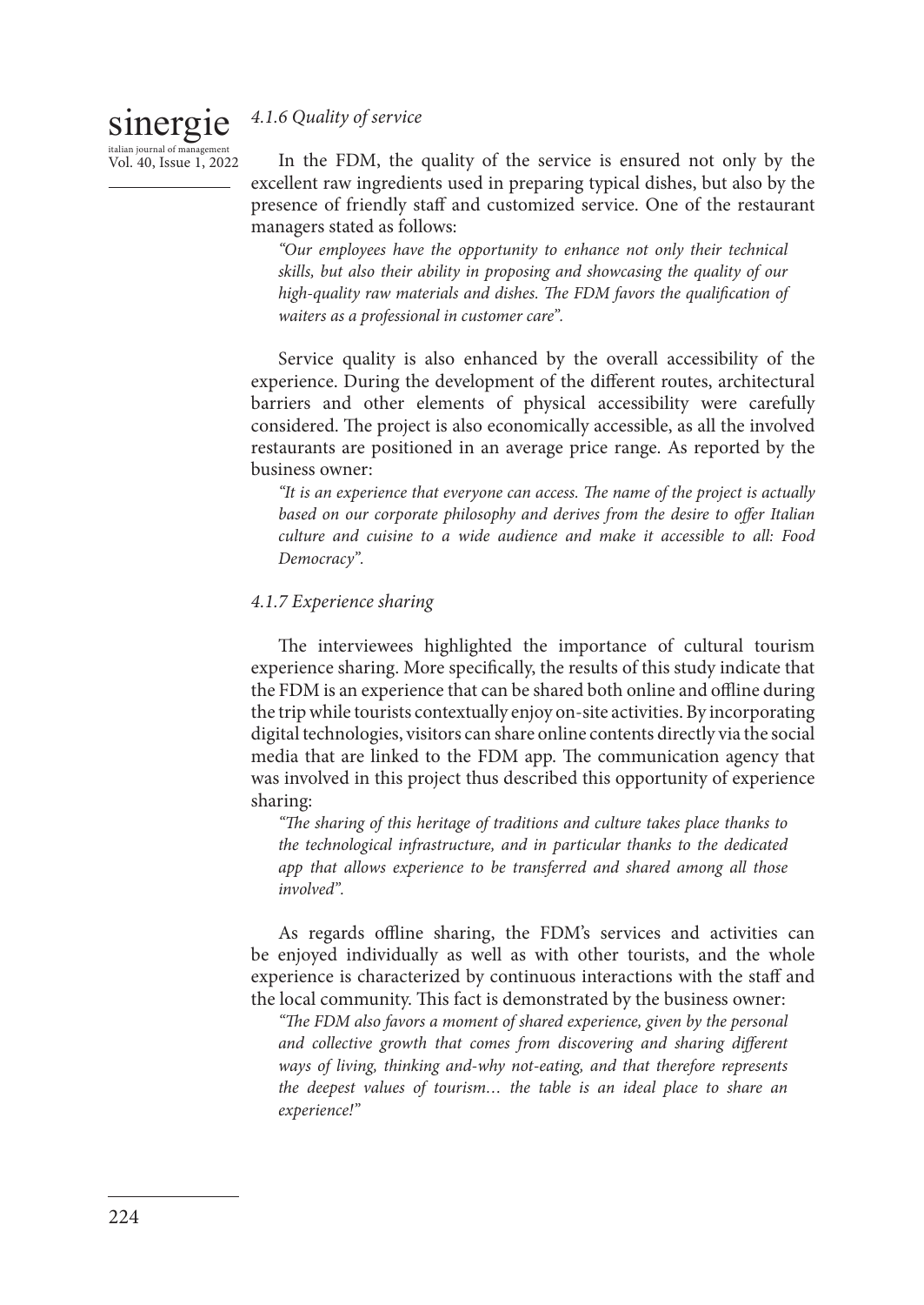#### *4.1.6 Quality of service*

In the FDM, the quality of the service is ensured not only by the excellent raw ingredients used in preparing typical dishes, but also by the presence of friendly staff and customized service. One of the restaurant managers stated as follows:

> *"Our employees have the opportunity to enhance not only their technical skills, but also their ability in proposing and showcasing the quality of our high-quality raw materials and dishes. The FDM favors the qualification of waiters as a professional in customer care".*

Service quality is also enhanced by the overall accessibility of the experience. During the development of the different routes, architectural barriers and other elements of physical accessibility were carefully considered. The project is also economically accessible, as all the involved restaurants are positioned in an average price range. As reported by the business owner:

> *"It is an experience that everyone can access. The name of the project is actually based on our corporate philosophy and derives from the desire to offer Italian culture and cuisine to a wide audience and make it accessible to all: Food Democracy".*

#### *4.1.7 Experience sharing*

The interviewees highlighted the importance of cultural tourism experience sharing. More specifically, the results of this study indicate that the FDM is an experience that can be shared both online and offline during the trip while tourists contextually enjoy on-site activities. By incorporating digital technologies, visitors can share online contents directly via the social media that are linked to the FDM app. The communication agency that was involved in this project thus described this opportunity of experience sharing:

> *"The sharing of this heritage of traditions and culture takes place thanks to the technological infrastructure, and in particular thanks to the dedicated app that allows experience to be transferred and shared among all those involved".*

As regards offline sharing, the FDM's services and activities can be enjoyed individually as well as with other tourists, and the whole experience is characterized by continuous interactions with the staff and the local community. This fact is demonstrated by the business owner:

> *"The FDM also favors a moment of shared experience, given by the personal and collective growth that comes from discovering and sharing different ways of living, thinking and-why not-eating, and that therefore represents the deepest values of tourism… the table is an ideal place to share an experience!"*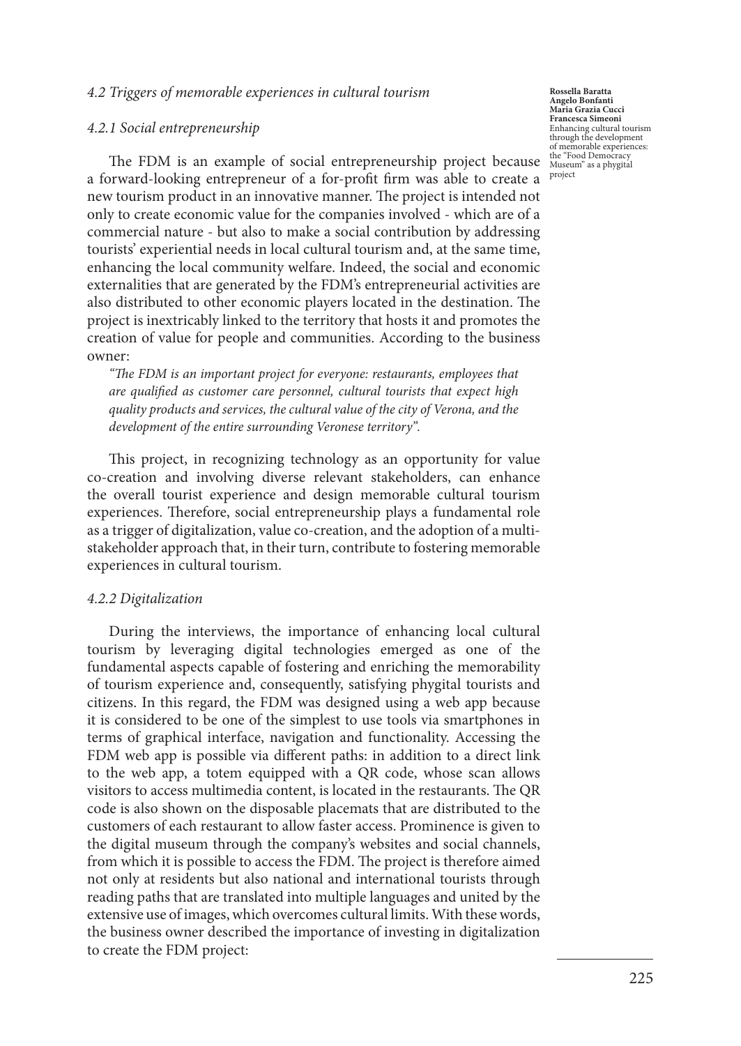### *4.2 Triggers of memorable experiences in cultural tourism*

#### *4.2.1 Social entrepreneurship*

The FDM is an example of social entrepreneurship project because a forward-looking entrepreneur of a for-profit firm was able to create a new tourism product in an innovative manner. The project is intended not only to create economic value for the companies involved - which are of a commercial nature - but also to make a social contribution by addressing tourists' experiential needs in local cultural tourism and, at the same time, enhancing the local community welfare. Indeed, the social and economic externalities that are generated by the FDM's entrepreneurial activities are also distributed to other economic players located in the destination. The project is inextricably linked to the territory that hosts it and promotes the creation of value for people and communities. According to the business owner:

*"The FDM is an important project for everyone: restaurants, employees that are qualified as customer care personnel, cultural tourists that expect high quality products and services, the cultural value of the city of Verona, and the development of the entire surrounding Veronese territory".*

This project, in recognizing technology as an opportunity for value co-creation and involving diverse relevant stakeholders, can enhance the overall tourist experience and design memorable cultural tourism experiences. Therefore, social entrepreneurship plays a fundamental role as a trigger of digitalization, value co-creation, and the adoption of a multi-stakeholder approach that, in their turn, contribute to fostering memorable experiences in cultural tourism.

#### *4.2.2 Digitalization*

During the interviews, the importance of enhancing local cultural tourism by leveraging digital technologies emerged as one of the fundamental aspects capable of fostering and enriching the memorability of tourism experience and, consequently, satisfying phygital tourists and citizens. In this regard, the FDM was designed using a web app because it is considered to be one of the simplest to use tools via smartphones in terms of graphical interface, navigation and functionality. Accessing the FDM web app is possible via different paths: in addition to a direct link to the web app, a totem equipped with a QR code, whose scan allows visitors to access multimedia content, is located in the restaurants. The QR code is also shown on the disposable placemats that are distributed to the customers of each restaurant to allow faster access. Prominence is given to the digital museum through the company's websites and social channels, from which it is possible to access the FDM. The project is therefore aimed not only at residents but also national and international tourists through reading paths that are translated into multiple languages and united by the extensive use of images, which overcomes cultural limits. With these words, the business owner described the importance of investing in digitalization to create the FDM project: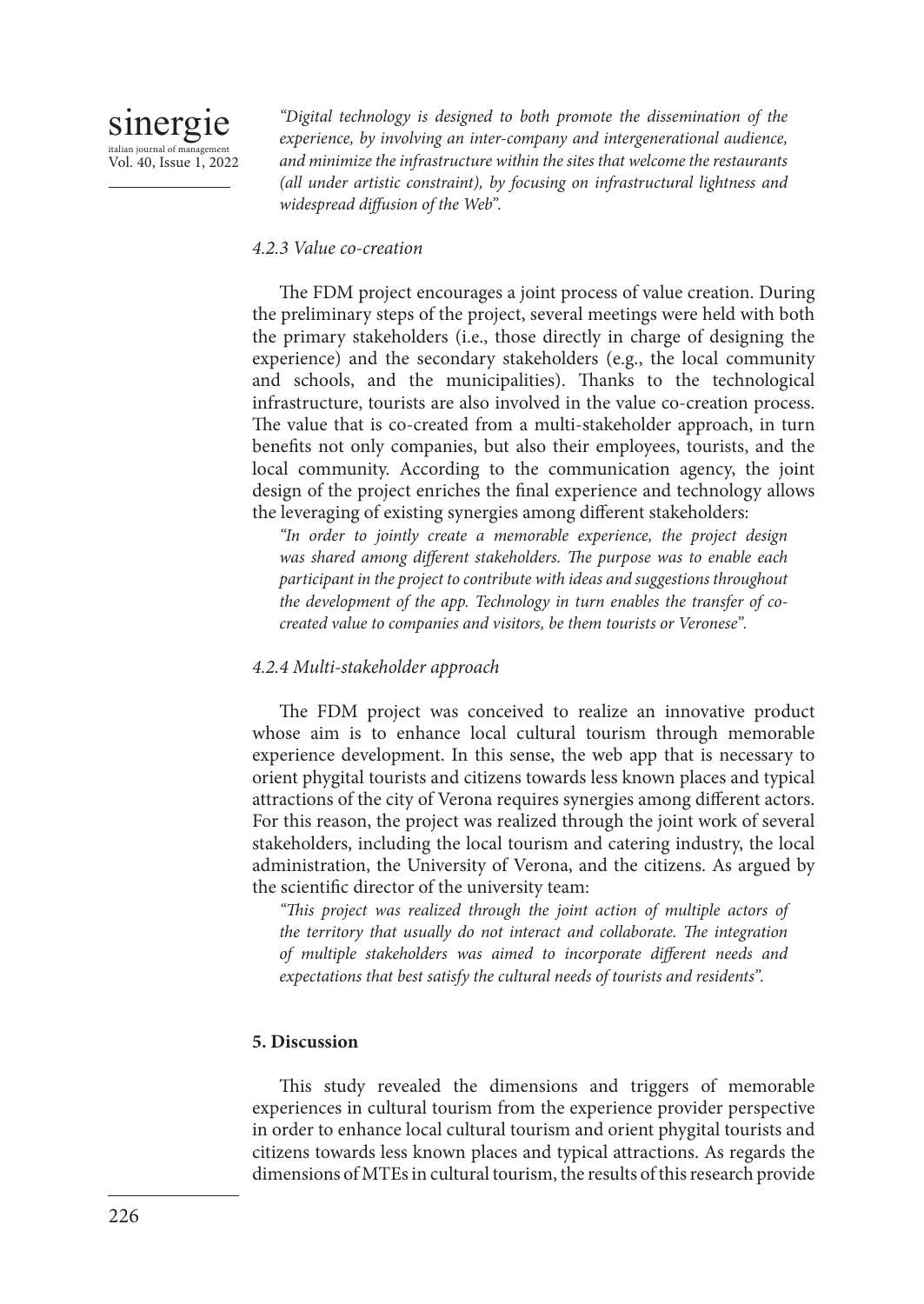*"Digital technology is designed to both promote the dissemination of the experience, by involving an inter-company and intergenerational audience, and minimize the infrastructure within the sites that welcome the restaurants (all under artistic constraint), by focusing on infrastructural lightness and widespread diffusion of the Web".*

#### *4.2.3 Value co-creation*

The FDM project encourages a joint process of value creation. During the preliminary steps of the project, several meetings were held with both the primary stakeholders (i.e., those directly in charge of designing the experience) and the secondary stakeholders (e.g., the local community and schools, and the municipalities). Thanks to the technological infrastructure, tourists are also involved in the value co-creation process. The value that is co-created from a multi-stakeholder approach, in turn benefits not only companies, but also their employees, tourists, and the local community. According to the communication agency, the joint design of the project enriches the final experience and technology allows the leveraging of existing synergies among different stakeholders:

*"In order to jointly create a memorable experience, the project design was shared among different stakeholders. The purpose was to enable each participant in the project to contribute with ideas and suggestions throughout the development of the app. Technology in turn enables the transfer of co-created value to companies and visitors, be them tourists or Veronese".*

#### *4.2.4 Multi-stakeholder approach*

The FDM project was conceived to realize an innovative product whose aim is to enhance local cultural tourism through memorable experience development. In this sense, the web app that is necessary to orient phygital tourists and citizens towards less known places and typical attractions of the city of Verona requires synergies among different actors. For this reason, the project was realized through the joint work of several stakeholders, including the local tourism and catering industry, the local administration, the University of Verona, and the citizens. As argued by the scientific director of the university team:

*"This project was realized through the joint action of multiple actors of the territory that usually do not interact and collaborate. The integration of multiple stakeholders was aimed to incorporate different needs and expectations that best satisfy the cultural needs of tourists and residents".*

## **5. Discussion**

This study revealed the dimensions and triggers of memorable experiences in cultural tourism from the experience provider perspective in order to enhance local cultural tourism and orient phygital tourists and citizens towards less known places and typical attractions. As regards the dimensions of MTEs in cultural tourism, the results of this research provide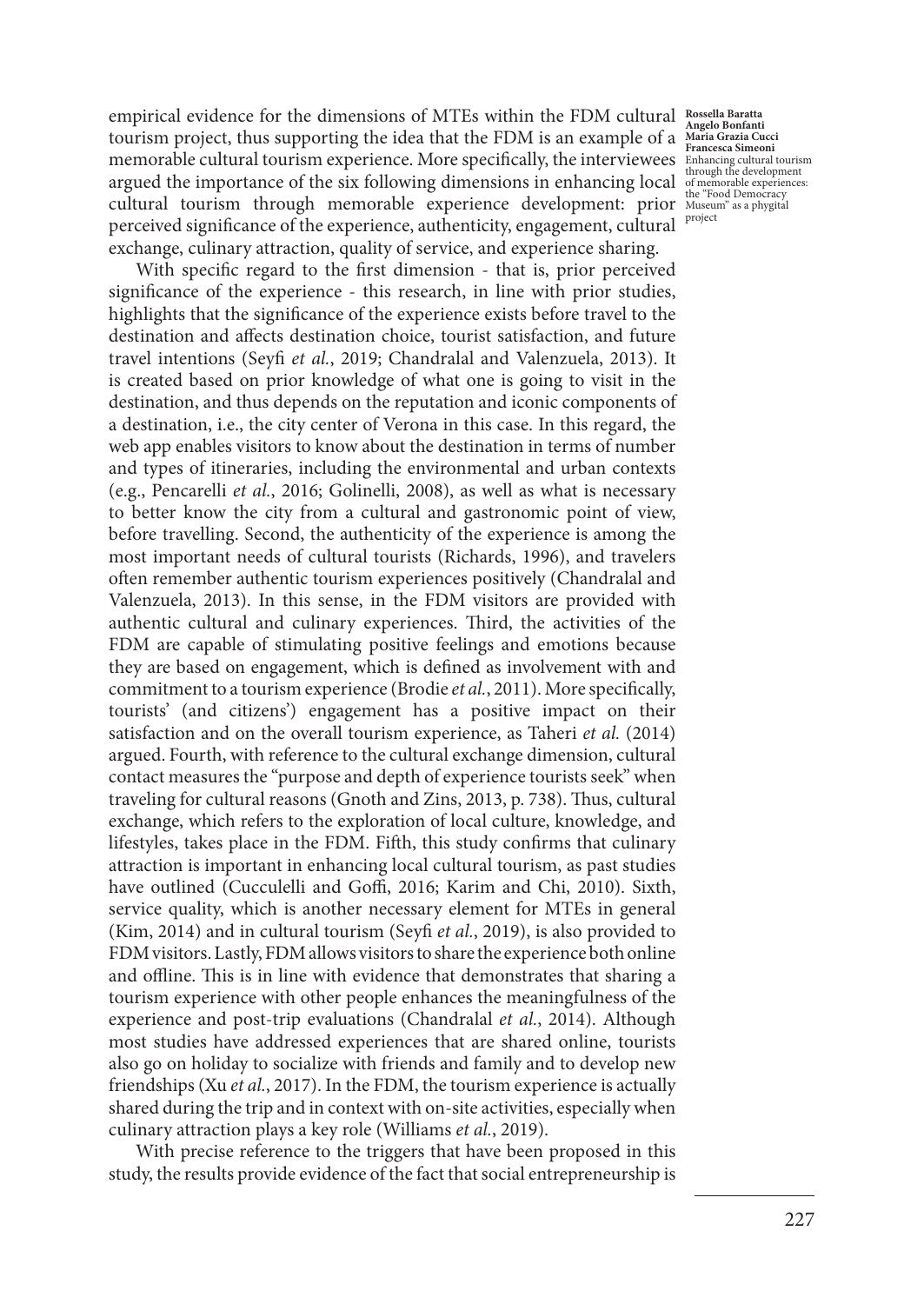empirical evidence for the dimensions of MTEs within the FDM cultural tourism project, thus supporting the idea that the FDM is an example of a memorable cultural tourism experience. More specifically, the interviewees argued the importance of the six following dimensions in enhancing local cultural tourism through memorable experience development: prior perceived significance of the experience, authenticity, engagement, cultural exchange, culinary attraction, quality of service, and experience sharing.

With specific regard to the first dimension - that is, prior perceived significance of the experience - this research, in line with prior studies, highlights that the significance of the experience exists before travel to the destination and affects destination choice, tourist satisfaction, and future travel intentions (Seyfi *et al.*, 2019; Chandralal and Valenzuela, 2013). It is created based on prior knowledge of what one is going to visit in the destination, and thus depends on the reputation and iconic components of a destination, i.e., the city center of Verona in this case. In this regard, the web app enables visitors to know about the destination in terms of number and types of itineraries, including the environmental and urban contexts (e.g., Pencarelli *et al.*, 2016; Golinelli, 2008), as well as what is necessary to better know the city from a cultural and gastronomic point of view, before travelling. Second, the authenticity of the experience is among the most important needs of cultural tourists (Richards, 1996), and travelers often remember authentic tourism experiences positively (Chandralal and Valenzuela, 2013). In this sense, in the FDM visitors are provided with authentic cultural and culinary experiences. Third, the activities of the FDM are capable of stimulating positive feelings and emotions because they are based on engagement, which is defined as involvement with and commitment to a tourism experience (Brodie *et al.*, 2011). More specifically, tourists' (and citizens') engagement has a positive impact on their satisfaction and on the overall tourism experience, as Taheri *et al.* (2014) argued. Fourth, with reference to the cultural exchange dimension, cultural contact measures the "purpose and depth of experience tourists seek" when traveling for cultural reasons (Gnoth and Zins, 2013, p. 738). Thus, cultural exchange, which refers to the exploration of local culture, knowledge, and lifestyles, takes place in the FDM. Fifth, this study confirms that culinary attraction is important in enhancing local cultural tourism, as past studies have outlined (Cucculelli and Goffi, 2016; Karim and Chi, 2010). Sixth, service quality, which is another necessary element for MTEs in general (Kim, 2014) and in cultural tourism (Seyfi *et al.*, 2019), is also provided to FDM visitors. Lastly, FDM allows visitors to share the experience both online and offline. This is in line with evidence that demonstrates that sharing a tourism experience with other people enhances the meaningfulness of the experience and post-trip evaluations (Chandralal *et al.*, 2014). Although most studies have addressed experiences that are shared online, tourists also go on holiday to socialize with friends and family and to develop new friendships (Xu *et al.*, 2017). In the FDM, the tourism experience is actually shared during the trip and in context with on-site activities, especially when culinary attraction plays a key role (Williams *et al.*, 2019).

With precise reference to the triggers that have been proposed in this study, the results provide evidence of the fact that social entrepreneurship is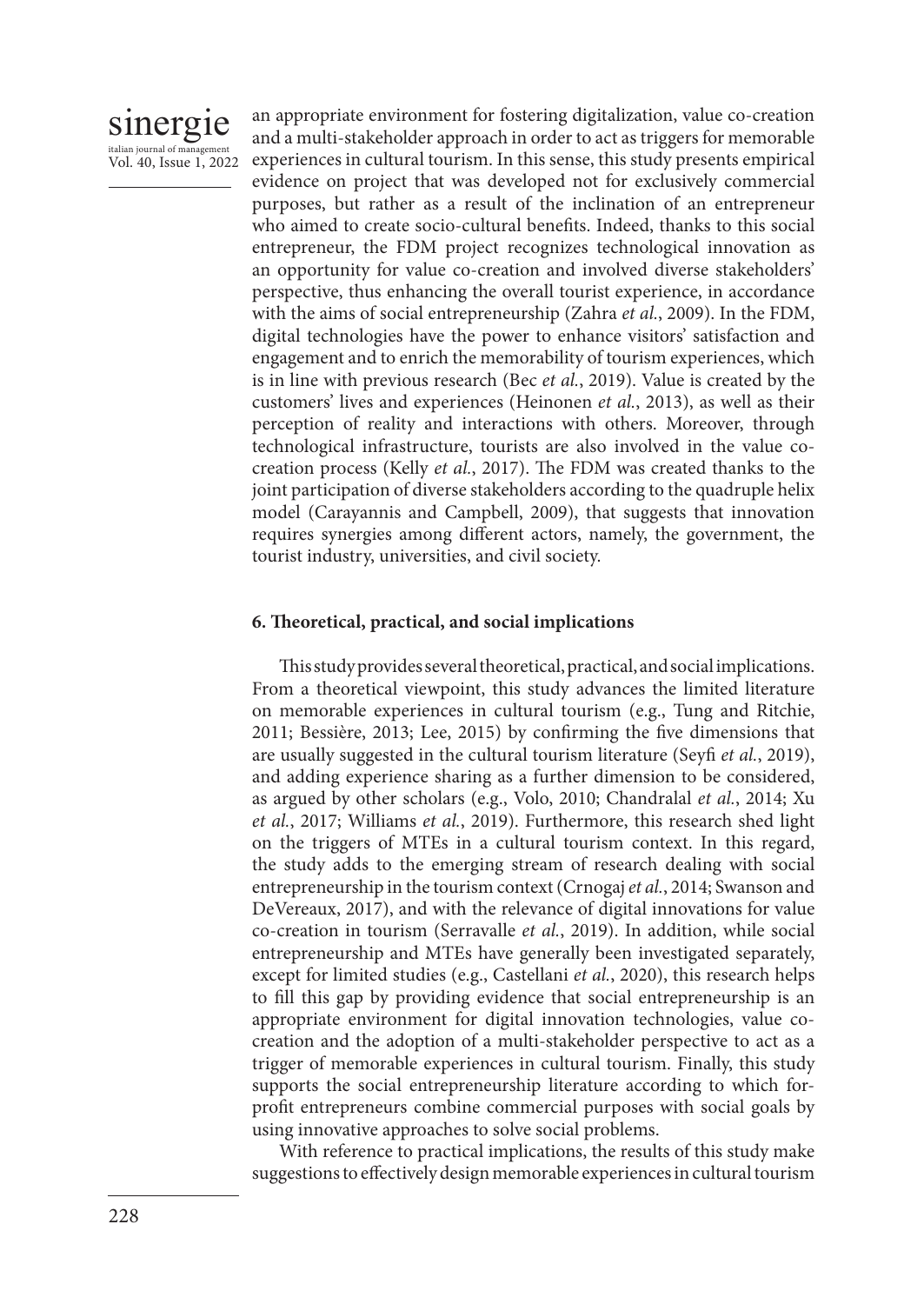an appropriate environment for fostering digitalization, value co-creation and a multi-stakeholder approach in order to act as triggers for memorable experiences in cultural tourism. In this sense, this study presents empirical evidence on project that was developed not for exclusively commercial purposes, but rather as a result of the inclination of an entrepreneur who aimed to create socio-cultural benefits. Indeed, thanks to this social entrepreneur, the FDM project recognizes technological innovation as an opportunity for value co-creation and involved diverse stakeholders' perspective, thus enhancing the overall tourist experience, in accordance with the aims of social entrepreneurship (Zahra *et al.*, 2009). In the FDM, digital technologies have the power to enhance visitors' satisfaction and engagement and to enrich the memorability of tourism experiences, which is in line with previous research (Bec *et al.*, 2019). Value is created by the customers' lives and experiences (Heinonen *et al.*, 2013), as well as their perception of reality and interactions with others. Moreover, through technological infrastructure, tourists are also involved in the value co-creation process (Kelly *et al.*, 2017). The FDM was created thanks to the joint participation of diverse stakeholders according to the quadruple helix model (Carayannis and Campbell, 2009), that suggests that innovation requires synergies among different actors, namely, the government, the tourist industry, universities, and civil society.

## 6. Theoretical, practical, and social implications

This study provides several theoretical, practical, and social implications. From a theoretical viewpoint, this study advances the limited literature on memorable experiences in cultural tourism (e.g., Tung and Ritchie, 2011; Bessière, 2013; Lee, 2015) by confirming the five dimensions that are usually suggested in the cultural tourism literature (Seyfi *et al.*, 2019), and adding experience sharing as a further dimension to be considered, as argued by other scholars (e.g., Volo, 2010; Chandralal *et al.*, 2014; Xu *et al.*, 2017; Williams *et al.*, 2019). Furthermore, this research shed light on the triggers of MTEs in a cultural tourism context. In this regard, the study adds to the emerging stream of research dealing with social entrepreneurship in the tourism context (Crnogaj *et al.*, 2014; Swanson and DeVereaux, 2017), and with the relevance of digital innovations for value co-creation in tourism (Serravalle *et al.*, 2019). In addition, while social entrepreneurship and MTEs have generally been investigated separately, except for limited studies (e.g., Castellani *et al.*, 2020), this research helps to fill this gap by providing evidence that social entrepreneurship is an appropriate environment for digital innovation technologies, value co-creation and the adoption of a multi-stakeholder perspective to act as a trigger of memorable experiences in cultural tourism. Finally, this study supports the social entrepreneurship literature according to which for-profit entrepreneurs combine commercial purposes with social goals by using innovative approaches to solve social problems.

With reference to practical implications, the results of this study make suggestions to effectively design memorable experiences in cultural tourism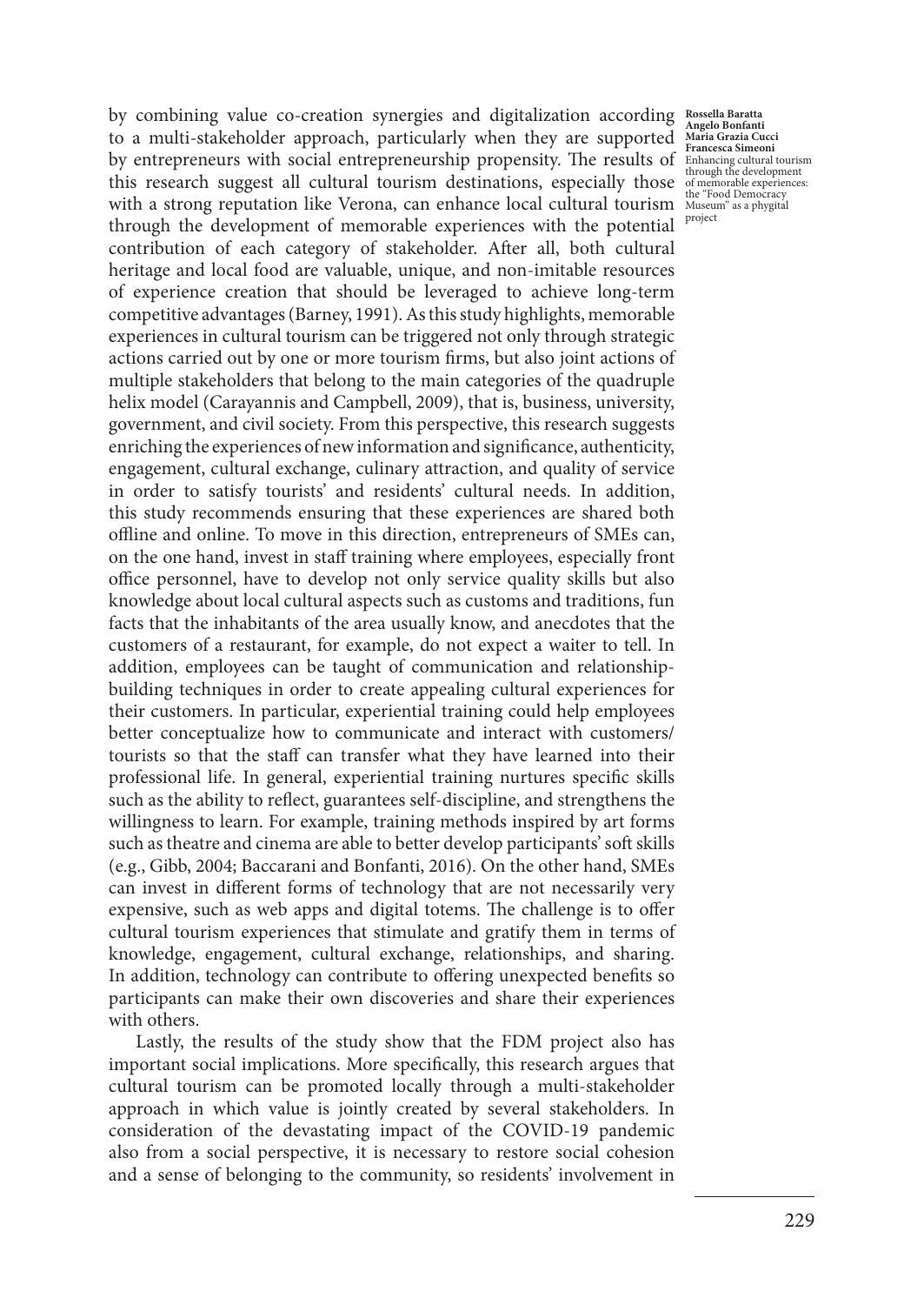by combining value co-creation synergies and digitalization according to a multi-stakeholder approach, particularly when they are supported by entrepreneurs with social entrepreneurship propensity. The results of this research suggest all cultural tourism destinations, especially those with a strong reputation like Verona, can enhance local cultural tourism through the development of memorable experiences with the potential contribution of each category of stakeholder. After all, both cultural heritage and local food are valuable, unique, and non-imitable resources of experience creation that should be leveraged to achieve long-term competitive advantages (Barney, 1991). As this study highlights, memorable experiences in cultural tourism can be triggered not only through strategic actions carried out by one or more tourism firms, but also joint actions of multiple stakeholders that belong to the main categories of the quadruple helix model (Carayannis and Campbell, 2009), that is, business, university, government, and civil society. From this perspective, this research suggests enriching the experiences of new information and significance, authenticity, engagement, cultural exchange, culinary attraction, and quality of service in order to satisfy tourists' and residents' cultural needs. In addition, this study recommends ensuring that these experiences are shared both offline and online. To move in this direction, entrepreneurs of SMEs can, on the one hand, invest in staff training where employees, especially front office personnel, have to develop not only service quality skills but also knowledge about local cultural aspects such as customs and traditions, fun facts that the inhabitants of the area usually know, and anecdotes that the customers of a restaurant, for example, do not expect a waiter to tell. In addition, employees can be taught of communication and relationship-building techniques in order to create appealing cultural experiences for their customers. In particular, experiential training could help employees better conceptualize how to communicate and interact with customers/tourists so that the staff can transfer what they have learned into their professional life. In general, experiential training nurtures specific skills such as the ability to reflect, guarantees self-discipline, and strengthens the willingness to learn. For example, training methods inspired by art forms such as theatre and cinema are able to better develop participants' soft skills (e.g., Gibb, 2004; Baccarani and Bonfanti, 2016). On the other hand, SMEs can invest in different forms of technology that are not necessarily very expensive, such as web apps and digital totems. The challenge is to offer cultural tourism experiences that stimulate and gratify them in terms of knowledge, engagement, cultural exchange, relationships, and sharing. In addition, technology can contribute to offering unexpected benefits so participants can make their own discoveries and share their experiences with others.

Lastly, the results of the study show that the FDM project also has important social implications. More specifically, this research argues that cultural tourism can be promoted locally through a multi-stakeholder approach in which value is jointly created by several stakeholders. In consideration of the devastating impact of the COVID-19 pandemic also from a social perspective, it is necessary to restore social cohesion and a sense of belonging to the community, so residents' involvement in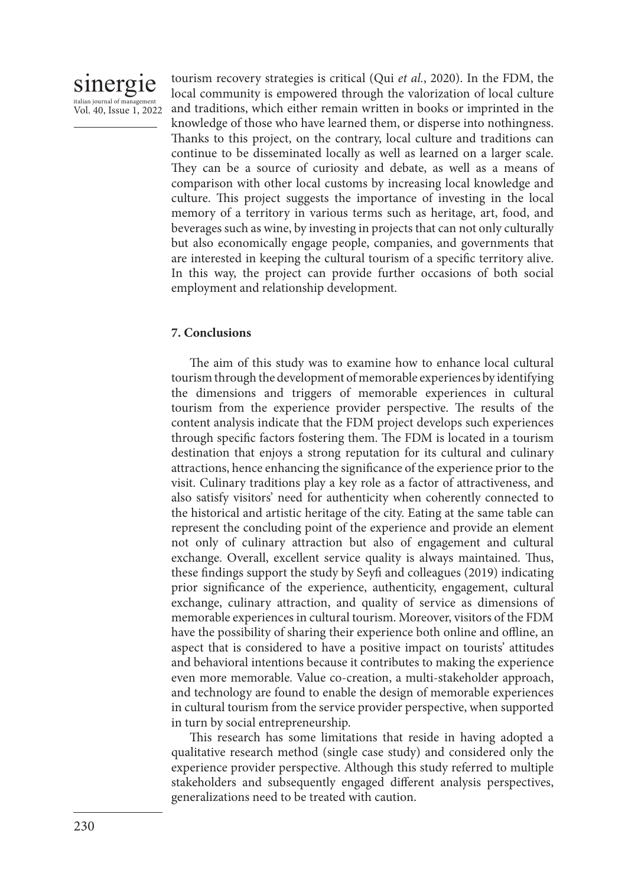tourism recovery strategies is critical (Qui *et al.*, 2020). In the FDM, the local community is empowered through the valorization of local culture and traditions, which either remain written in books or imprinted in the knowledge of those who have learned them, or disperse into nothingness. Thanks to this project, on the contrary, local culture and traditions can continue to be disseminated locally as well as learned on a larger scale. They can be a source of curiosity and debate, as well as a means of comparison with other local customs by increasing local knowledge and culture. This project suggests the importance of investing in the local memory of a territory in various terms such as heritage, art, food, and beverages such as wine, by investing in projects that can not only culturally but also economically engage people, companies, and governments that are interested in keeping the cultural tourism of a specific territory alive. In this way, the project can provide further occasions of both social employment and relationship development.

## 7. Conclusions

The aim of this study was to examine how to enhance local cultural tourism through the development of memorable experiences by identifying the dimensions and triggers of memorable experiences in cultural tourism from the experience provider perspective. The results of the content analysis indicate that the FDM project develops such experiences through specific factors fostering them. The FDM is located in a tourism destination that enjoys a strong reputation for its cultural and culinary attractions, hence enhancing the significance of the experience prior to the visit. Culinary traditions play a key role as a factor of attractiveness, and also satisfy visitors' need for authenticity when coherently connected to the historical and artistic heritage of the city. Eating at the same table can represent the concluding point of the experience and provide an element not only of culinary attraction but also of engagement and cultural exchange. Overall, excellent service quality is always maintained. Thus, these findings support the study by Seyfi and colleagues (2019) indicating prior significance of the experience, authenticity, engagement, cultural exchange, culinary attraction, and quality of service as dimensions of memorable experiences in cultural tourism. Moreover, visitors of the FDM have the possibility of sharing their experience both online and offline, an aspect that is considered to have a positive impact on tourists' attitudes and behavioral intentions because it contributes to making the experience even more memorable. Value co-creation, a multi-stakeholder approach, and technology are found to enable the design of memorable experiences in cultural tourism from the service provider perspective, when supported in turn by social entrepreneurship.

This research has some limitations that reside in having adopted a qualitative research method (single case study) and considered only the experience provider perspective. Although this study referred to multiple stakeholders and subsequently engaged different analysis perspectives, generalizations need to be treated with caution.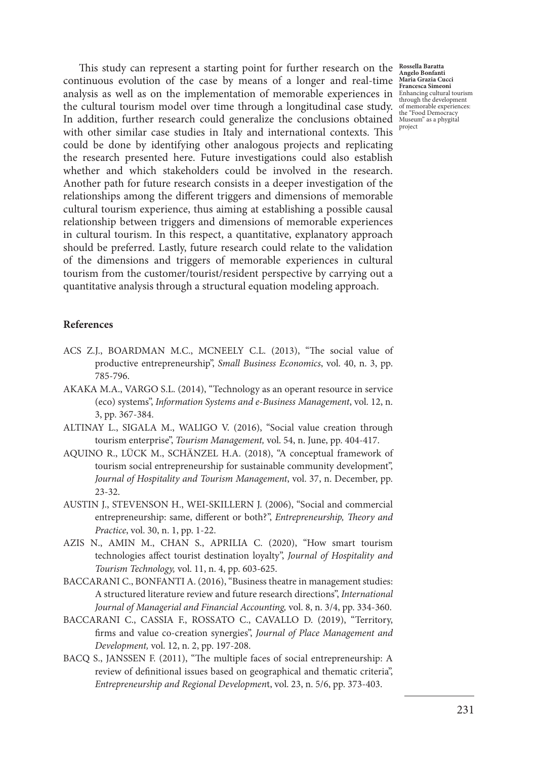This study can represent a starting point for further research on the continuous evolution of the case by means of a longer and real-time analysis as well as on the implementation of memorable experiences in the cultural tourism model over time through a longitudinal case study. In addition, further research could generalize the conclusions obtained with other similar case studies in Italy and international contexts. This could be done by identifying other analogous projects and replicating the research presented here. Future investigations could also establish whether and which stakeholders could be involved in the research. Another path for future research consists in a deeper investigation of the relationships among the different triggers and dimensions of memorable cultural tourism experience, thus aiming at establishing a possible causal relationship between triggers and dimensions of memorable experiences in cultural tourism. In this respect, a quantitative, explanatory approach should be preferred. Lastly, future research could relate to the validation of the dimensions and triggers of memorable experiences in cultural tourism from the customer/tourist/resident perspective by carrying out a quantitative analysis through a structural equation modeling approach.

## References

ACS Z.J., BOARDMAN M.C., MCNEELY C.L. (2013), "The social value of productive entrepreneurship", *Small Business Economics*, vol. 40, n. 3, pp. 785-796.

AKAKA M.A., VARGO S.L. (2014), "Technology as an operant resource in service (eco) systems", *Information Systems and e-Business Management*, vol. 12, n. 3, pp. 367-384.

ALTINAY L., SIGALA M., WALIGO V. (2016), "Social value creation through tourism enterprise", *Tourism Management,* vol. 54, n. June, pp. 404-417.

AQUINO R., LÜCK M., SCHÄNZEL H.A. (2018), "A conceptual framework of tourism social entrepreneurship for sustainable community development", *Journal of Hospitality and Tourism Management*, vol. 37, n. December, pp. 23-32.

AUSTIN J., STEVENSON H., WEI-SKILLERN J. (2006), "Social and commercial entrepreneurship: same, different or both?", *Entrepreneurship, Theory and Practice*, vol. 30, n. 1, pp. 1-22.

AZIS N., AMIN M., CHAN S., APRILIA C. (2020), "How smart tourism technologies affect tourist destination loyalty", *Journal of Hospitality and Tourism Technology,* vol. 11, n. 4, pp. 603-625.

BACCARANI C., BONFANTI A. (2016), "Business theatre in management studies: A structured literature review and future research directions", *International Journal of Managerial and Financial Accounting,* vol. 8, n. 3/4, pp. 334-360.

BACCARANI C., CASSIA F., ROSSATO C., CAVALLO D. (2019), "Territory, firms and value co-creation synergies", *Journal of Place Management and Development,* vol. 12, n. 2, pp. 197-208.

BACQ S., JANSSEN F. (2011), "The multiple faces of social entrepreneurship: A review of definitional issues based on geographical and thematic criteria", *Entrepreneurship and Regional Developmen*t, vol. 23, n. 5/6, pp. 373-403.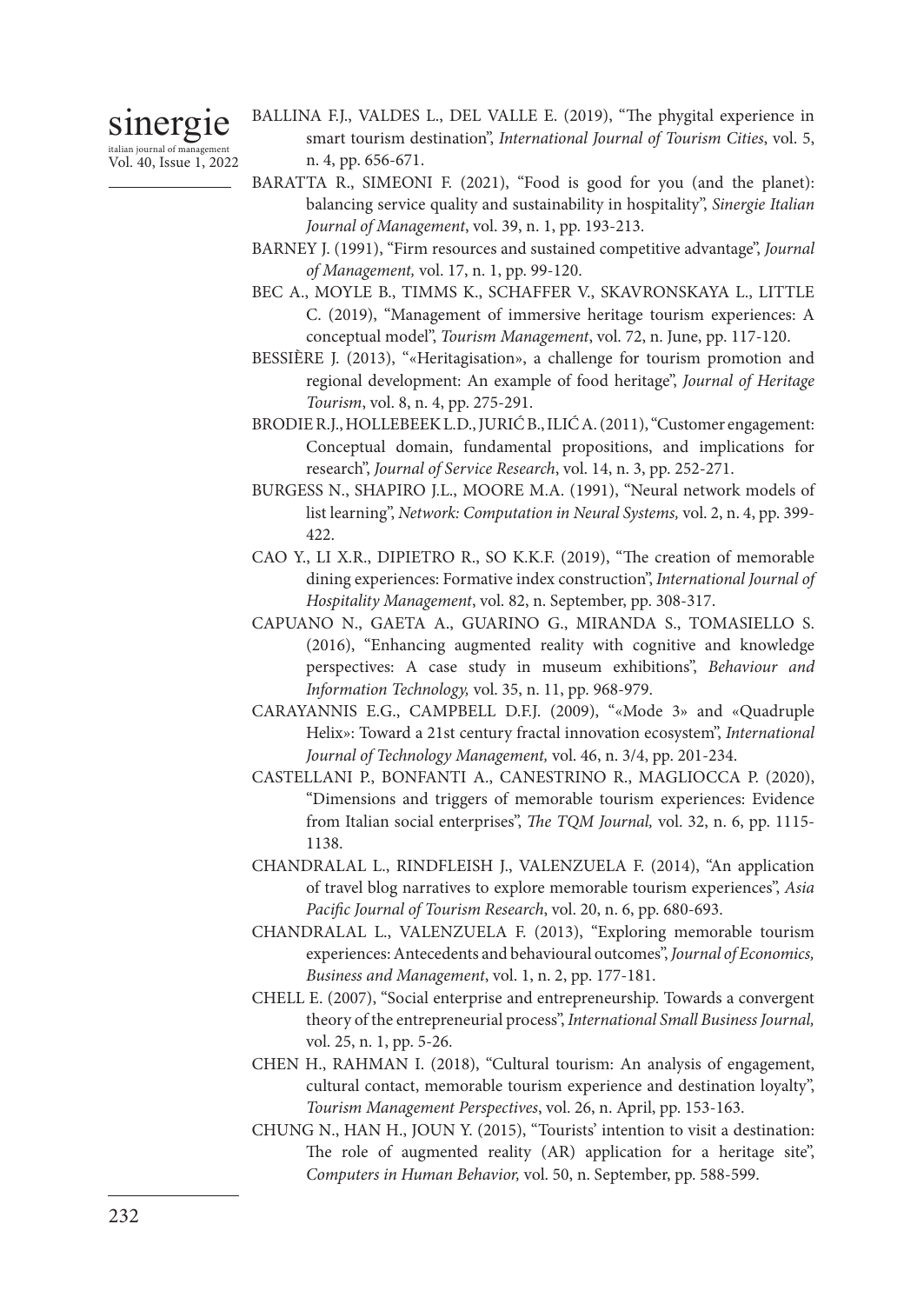BALLINA F.J., VALDES L., DEL VALLE E. (2019), "The phygital experience in smart tourism destination", *International Journal of Tourism Cities*, vol. 5, n. 4, pp. 656-671.

BARATTA R., SIMEONI F. (2021), "Food is good for you (and the planet): balancing service quality and sustainability in hospitality", *Sinergie Italian Journal of Management*, vol. 39, n. 1, pp. 193-213.

BARNEY J. (1991), "Firm resources and sustained competitive advantage", *Journal of Management,* vol. 17, n. 1, pp. 99-120.

BEC A., MOYLE B., TIMMS K., SCHAFFER V., SKAVRONSKAYA L., LITTLE C. (2019), "Management of immersive heritage tourism experiences: A conceptual model", *Tourism Management*, vol. 72, n. June, pp. 117-120.

BESSIÈRE J. (2013), "«Heritagisation», a challenge for tourism promotion and regional development: An example of food heritage", *Journal of Heritage Tourism*, vol. 8, n. 4, pp. 275-291.

BRODIE R.J., HOLLEBEEK L.D., JURIĆ B., ILIĆ A. (2011), "Customer engagement: Conceptual domain, fundamental propositions, and implications for research", *Journal of Service Research*, vol. 14, n. 3, pp. 252-271.

BURGESS N., SHAPIRO J.L., MOORE M.A. (1991), "Neural network models of list learning", *Network: Computation in Neural Systems,* vol. 2, n. 4, pp. 399-422.

CAO Y., LI X.R., DIPIETRO R., SO K.K.F. (2019), "The creation of memorable dining experiences: Formative index construction", *International Journal of Hospitality Management*, vol. 82, n. September, pp. 308-317.

CAPUANO N., GAETA A., GUARINO G., MIRANDA S., TOMASIELLO S. (2016), "Enhancing augmented reality with cognitive and knowledge perspectives: A case study in museum exhibitions", *Behaviour and Information Technology,* vol. 35, n. 11, pp. 968-979.

CARAYANNIS E.G., CAMPBELL D.F.J. (2009), "«Mode 3» and «Quadruple Helix»: Toward a 21st century fractal innovation ecosystem", *International Journal of Technology Management,* vol. 46, n. 3/4, pp. 201-234.

CASTELLANI P., BONFANTI A., CANESTRINO R., MAGLIOCCA P. (2020), "Dimensions and triggers of memorable tourism experiences: Evidence from Italian social enterprises", *The TQM Journal,* vol. 32, n. 6, pp. 1115-1138.

CHANDRALAL L., RINDFLEISH J., VALENZUELA F. (2014), "An application of travel blog narratives to explore memorable tourism experiences", *Asia Pacific Journal of Tourism Research*, vol. 20, n. 6, pp. 680-693.

CHANDRALAL L., VALENZUELA F. (2013), "Exploring memorable tourism experiences: Antecedents and behavioural outcomes", *Journal of Economics, Business and Management*, vol. 1, n. 2, pp. 177-181.

CHELL E. (2007), "Social enterprise and entrepreneurship. Towards a convergent theory of the entrepreneurial process", *International Small Business Journal,* vol. 25, n. 1, pp. 5-26.

CHEN H., RAHMAN I. (2018), "Cultural tourism: An analysis of engagement, cultural contact, memorable tourism experience and destination loyalty", *Tourism Management Perspectives*, vol. 26, n. April, pp. 153-163.

CHUNG N., HAN H., JOUN Y. (2015), "Tourists' intention to visit a destination: The role of augmented reality (AR) application for a heritage site", *Computers in Human Behavior,* vol. 50, n. September, pp. 588-599.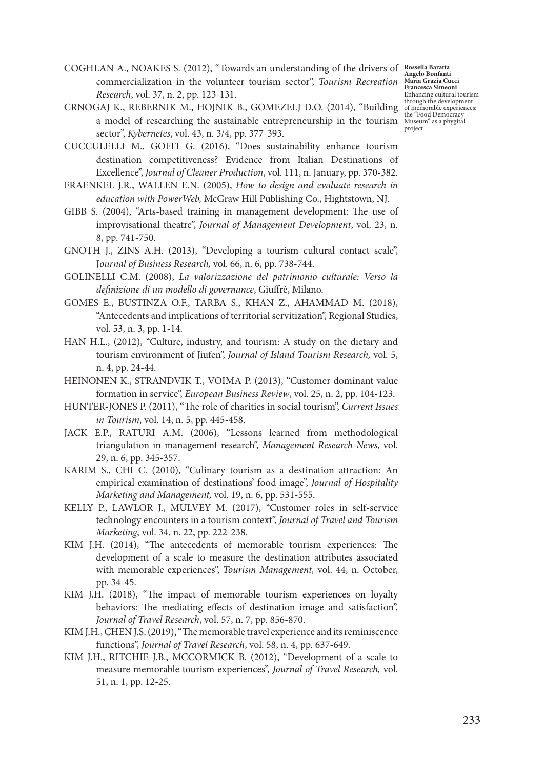COGHLAN A., NOAKES S. (2012), "Towards an understanding of the drivers of commercialization in the volunteer tourism sector", *Tourism Recreation Research*, vol. 37, n. 2, pp. 123-131.

CRNOGAJ K., REBERNIK M., HOJNIK B., GOMEZELJ D.O. (2014), "Building a model of researching the sustainable entrepreneurship in the tourism sector", *Kybernetes*, vol. 43, n. 3/4, pp. 377-393.

CUCCULELLI M., GOFFI G. (2016), "Does sustainability enhance tourism destination competitiveness? Evidence from Italian Destinations of Excellence", *Journal of Cleaner Production*, vol. 111, n. January, pp. 370-382.

FRAENKEL J.R., WALLEN E.N. (2005), *How to design and evaluate research in education with PowerWeb,* McGraw Hill Publishing Co., Hightstown, NJ.

GIBB S. (2004), "Arts-based training in management development: The use of improvisational theatre", *Journal of Management Development*, vol. 23, n. 8, pp. 741-750.

GNOTH J., ZINS A.H. (2013), "Developing a tourism cultural contact scale", *Journal of Business Research,* vol. 66, n. 6, pp. 738-744.

GOLINELLI C.M. (2008), *La valorizzazione del patrimonio culturale: Verso la definizione di un modello di governance*, Giuffrè, Milano.

GOMES E., BUSTINZA O.F., TARBA S., KHAN Z., AHAMMAD M. (2018), "Antecedents and implications of territorial servitization", Regional Studies, vol. 53, n. 3, pp. 1-14.

HAN H.L., (2012), "Culture, industry, and tourism: A study on the dietary and tourism environment of Jiufen", *Journal of Island Tourism Research,* vol. 5, n. 4, pp. 24-44.

HEINONEN K., STRANDVIK T., VOIMA P. (2013), "Customer dominant value formation in service", *European Business Review*, vol. 25, n. 2, pp. 104-123.

HUNTER-JONES P. (2011), "The role of charities in social tourism", *Current Issues in Tourism,* vol. 14, n. 5, pp. 445-458.

JACK E.P., RATURI A.M. (2006), "Lessons learned from methodological triangulation in management research", *Management Research News*, vol. 29, n. 6, pp. 345-357.

KARIM S., CHI C. (2010), "Culinary tourism as a destination attraction: An empirical examination of destinations' food image", *Journal of Hospitality Marketing and Management,* vol. 19, n. 6, pp. 531-555.

KELLY P., LAWLOR J., MULVEY M. (2017), "Customer roles in self-service technology encounters in a tourism context", *Journal of Travel and Tourism Marketing*, vol. 34, n. 22, pp. 222-238.

KIM J.H. (2014), "The antecedents of memorable tourism experiences: The development of a scale to measure the destination attributes associated with memorable experiences", *Tourism Management,* vol. 44, n. October, pp. 34-45.

KIM J.H. (2018), "The impact of memorable tourism experiences on loyalty behaviors: The mediating effects of destination image and satisfaction", *Journal of Travel Research*, vol. 57, n. 7, pp. 856-870.

KIM J.H., CHEN J.S. (2019), "The memorable travel experience and its reminiscence functions", *Journal of Travel Research*, vol. 58, n. 4, pp. 637-649.

KIM J.H., RITCHIE J.B., MCCORMICK B. (2012), "Development of a scale to measure memorable tourism experiences", *Journal of Travel Research,* vol. 51, n. 1, pp. 12-25.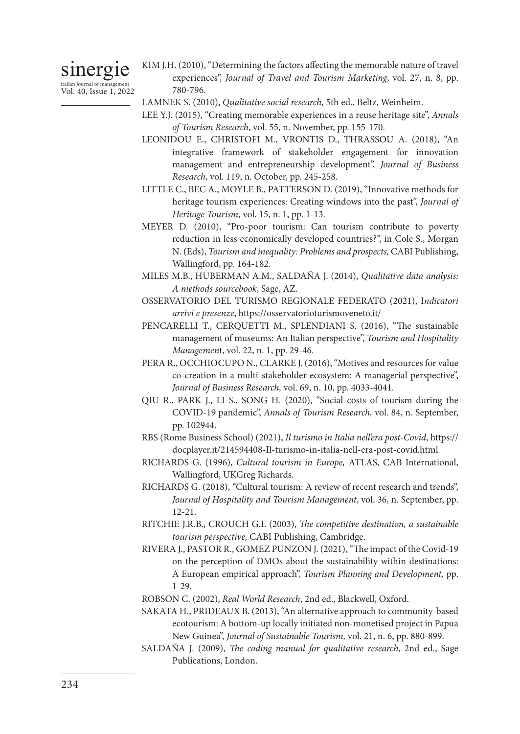KIM J.H. (2010), "Determining the factors affecting the memorable nature of travel experiences", *Journal of Travel and Tourism Marketing*, vol. 27, n. 8, pp. 780-796.

LAMNEK S. (2010), *Qualitative social research,* 5th ed., Beltz, Weinheim.

LEE Y.J. (2015), "Creating memorable experiences in a reuse heritage site", *Annals of Tourism Research*, vol. 55, n. November, pp. 155-170.

LEONIDOU E., CHRISTOFI M., VRONTIS D., THRASSOU A. (2018), "An integrative framework of stakeholder engagement for innovation management and entrepreneurship development", *Journal of Business Research*, vol. 119, n. October, pp. 245-258.

LITTLE C., BEC A., MOYLE B., PATTERSON D. (2019), "Innovative methods for heritage tourism experiences: Creating windows into the past", *Journal of Heritage Tourism,* vol. 15, n. 1, pp. 1-13.

MEYER D. (2010), "Pro-poor tourism: Can tourism contribute to poverty reduction in less economically developed countries?", in Cole S., Morgan N. (Eds), *Tourism and inequality: Problems and prospects,* CABI Publishing, Wallingford, pp. 164-182.

MILES M.B., HUBERMAN A.M., SALDAÑA J. (2014), *Qualitative data analysis: A methods sourcebook*, Sage, AZ.

OSSERVATORIO DEL TURISMO REGIONALE FEDERATO (2021), I*ndicatori arrivi e presenze*, https://osservatorioturismoveneto.it/

PENCARELLI T., CERQUETTI M., SPLENDIANI S. (2016), "The sustainable management of museums: An Italian perspective", *Tourism and Hospitality Managemen*t, vol. 22, n. 1, pp. 29-46.

PERA R., OCCHIOCUPO N., CLARKE J. (2016), "Motives and resources for value co-creation in a multi-stakeholder ecosystem: A managerial perspective", *Journal of Business Research,* vol. 69, n. 10, pp. 4033-4041.

QIU R., PARK J., LI S., SONG H. (2020), "Social costs of tourism during the COVID-19 pandemic", *Annals of Tourism Research,* vol. 84, n. September, pp. 102944.

RBS (Rome Business School) (2021), *Il turismo in Italia nell'era post-Covid*, https://docplayer.it/214594408-Il-turismo-in-italia-nell-era-post-covid.html

RICHARDS G. (1996), *Cultural tourism in Europe,* ATLAS, CAB International, Wallingford, UKGreg Richards.

RICHARDS G. (2018), "Cultural tourism: A review of recent research and trends", *Journal of Hospitality and Tourism Management*, vol. 36, n. September, pp. 12-21.

RITCHIE J.R.B., CROUCH G.I. (2003), *The competitive destination, a sustainable tourism perspective,* CABI Publishing, Cambridge.

RIVERA J., PASTOR R., GOMEZ PUNZON J. (2021), "The impact of the Covid-19 on the perception of DMOs about the sustainability within destinations: A European empirical approach", *Tourism Planning and Development,* pp. 1-29.

ROBSON C. (2002), *Real World Research*, 2nd ed., Blackwell, Oxford.

SAKATA H., PRIDEAUX B. (2013), "An alternative approach to community-based ecotourism: A bottom-up locally initiated non-monetised project in Papua New Guinea", *Journal of Sustainable Tourism,* vol. 21, n. 6, pp. 880-899.

SALDAÑA J. (2009), *The coding manual for qualitative research*, 2nd ed., Sage Publications, London.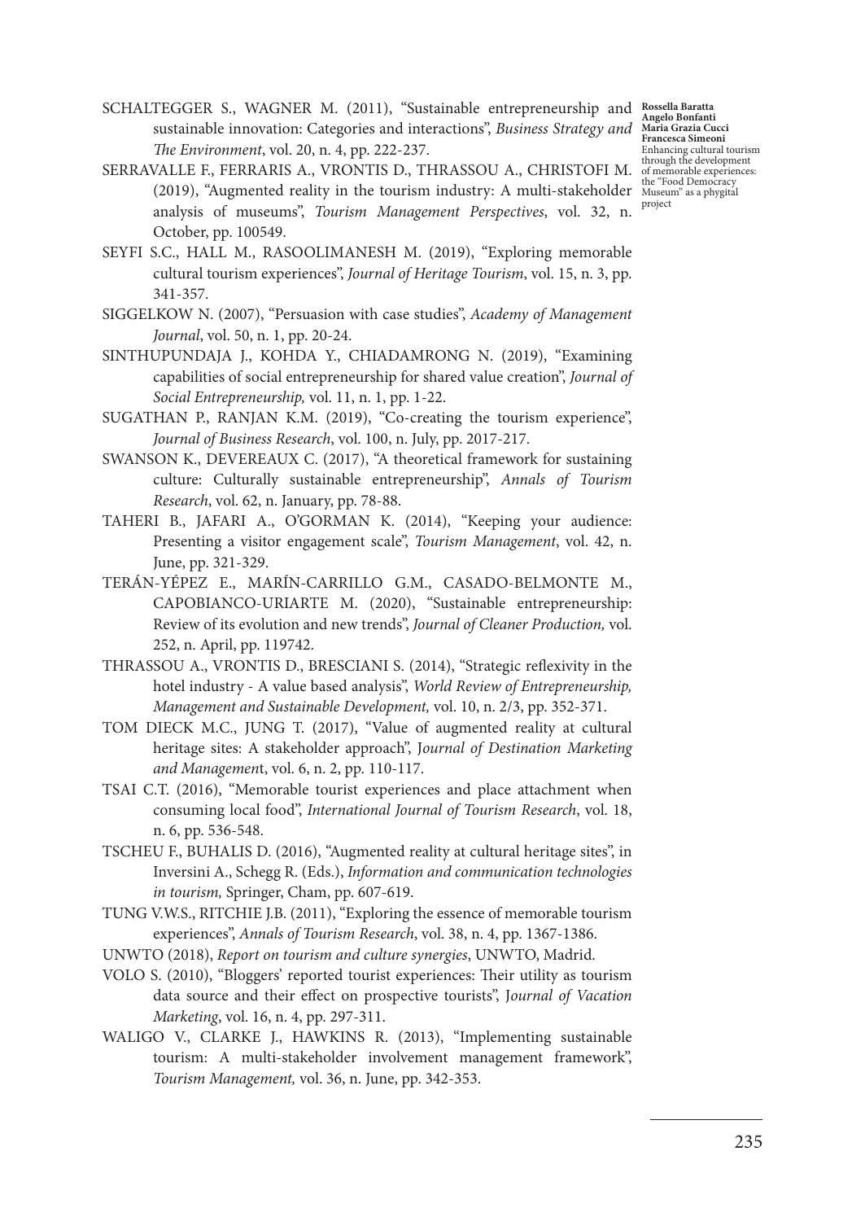SCHALTEGGER S., WAGNER M. (2011), "Sustainable entrepreneurship and sustainable innovation: Categories and interactions", *Business Strategy and The Environment*, vol. 20, n. 4, pp. 222-237.

SERRAVALLE F., FERRARIS A., VRONTIS D., THRASSOU A., CHRISTOFI M. (2019), "Augmented reality in the tourism industry: A multi-stakeholder analysis of museums", *Tourism Management Perspectives*, vol. 32, n. October, pp. 100549.

SEYFI S.C., HALL M., RASOOLIMANESH M. (2019), "Exploring memorable cultural tourism experiences", *Journal of Heritage Tourism*, vol. 15, n. 3, pp. 341-357.

SIGGELKOW N. (2007), "Persuasion with case studies", *Academy of Management Journal*, vol. 50, n. 1, pp. 20-24.

SINTHUPUNDAJA J., KOHDA Y., CHIADAMRONG N. (2019), "Examining capabilities of social entrepreneurship for shared value creation", *Journal of Social Entrepreneurship,* vol. 11, n. 1, pp. 1-22.

SUGATHAN P., RANJAN K.M. (2019), "Co-creating the tourism experience", *Journal of Business Research*, vol. 100, n. July, pp. 2017-217.

SWANSON K., DEVEREAUX C. (2017), "A theoretical framework for sustaining culture: Culturally sustainable entrepreneurship", *Annals of Tourism Research*, vol. 62, n. January, pp. 78-88.

TAHERI B., JAFARI A., O'GORMAN K. (2014), "Keeping your audience: Presenting a visitor engagement scale", *Tourism Management*, vol. 42, n. June, pp. 321-329.

TERÁN-YÉPEZ E., MARÍN-CARRILLO G.M., CASADO-BELMONTE M., CAPOBIANCO-URIARTE M. (2020), "Sustainable entrepreneurship: Review of its evolution and new trends", *Journal of Cleaner Production,* vol. 252, n. April, pp. 119742.

THRASSOU A., VRONTIS D., BRESCIANI S. (2014), "Strategic reflexivity in the hotel industry - A value based analysis", *World Review of Entrepreneurship, Management and Sustainable Development,* vol. 10, n. 2/3, pp. 352-371.

TOM DIECK M.C., JUNG T. (2017), "Value of augmented reality at cultural heritage sites: A stakeholder approach", J*ournal of Destination Marketing and Managemen*t, vol. 6, n. 2, pp. 110-117.

TSAI C.T. (2016), "Memorable tourist experiences and place attachment when consuming local food", *International Journal of Tourism Research*, vol. 18, n. 6, pp. 536-548.

TSCHEU F., BUHALIS D. (2016), "Augmented reality at cultural heritage sites", in Inversini A., Schegg R. (Eds.), *Information and communication technologies in tourism,* Springer, Cham, pp. 607-619.

TUNG V.W.S., RITCHIE J.B. (2011), "Exploring the essence of memorable tourism experiences", *Annals of Tourism Research*, vol. 38, n. 4, pp. 1367-1386.

UNWTO (2018), *Report on tourism and culture synergies*, UNWTO, Madrid.

VOLO S. (2010), "Bloggers' reported tourist experiences: Their utility as tourism data source and their effect on prospective tourists", J*ournal of Vacation Marketing*, vol. 16, n. 4, pp. 297-311.

WALIGO V., CLARKE J., HAWKINS R. (2013), "Implementing sustainable tourism: A multi-stakeholder involvement management framework", *Tourism Management,* vol. 36, n. June, pp. 342-353.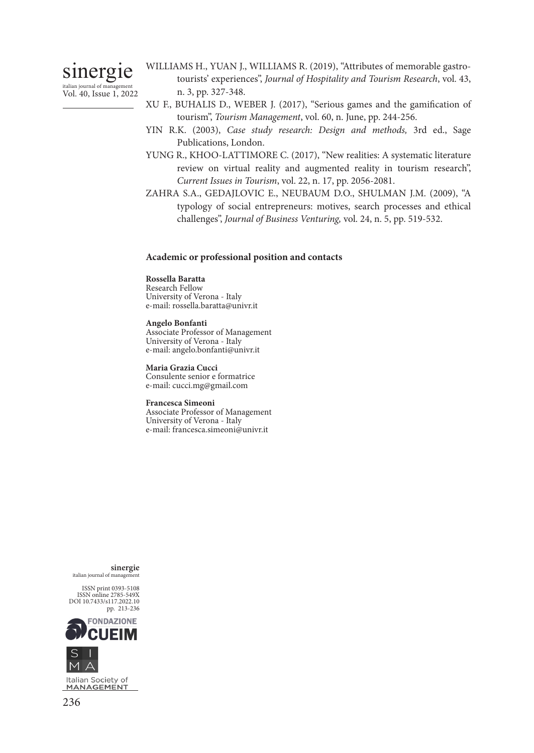WILLIAMS H., YUAN J., WILLIAMS R. (2019), "Attributes of memorable gastro-tourists' experiences", *Journal of Hospitality and Tourism Research*, vol. 43, n. 3, pp. 327-348.

XU F., BUHALIS D., WEBER J. (2017), "Serious games and the gamification of tourism", *Tourism Management*, vol. 60, n. June, pp. 244-256.

YIN R.K. (2003), *Case study research: Design and methods,* 3rd ed., Sage Publications, London.

YUNG R., KHOO-LATTIMORE C. (2017), "New realities: A systematic literature review on virtual reality and augmented reality in tourism research", *Current Issues in Tourism*, vol. 22, n. 17, pp. 2056-2081.

ZAHRA S.A., GEDAJLOVIC E., NEUBAUM D.O., SHULMAN J.M. (2009), "A typology of social entrepreneurs: motives, search processes and ethical challenges", *Journal of Business Venturing,* vol. 24, n. 5, pp. 519-532.

**Academic or professional position and contacts**

**Rossella Baratta**
Research Fellow
University of Verona - Italy
e-mail: rossella.baratta@univr.it

**Angelo Bonfanti**
Associate Professor of Management
University of Verona - Italy
e-mail: angelo.bonfanti@univr.it

**Maria Grazia Cucci**
Consulente senior e formatrice
e-mail: cucci.mg@gmail.com

**Francesca Simeoni**
Associate Professor of Management
University of Verona - Italy
e-mail: francesca.simeoni@univr.it

**sinergie**
italian journal of management

ISSN print 0393-5108
ISSN online 2785-549X
DOI 10.7433/s117.2022.10
pp. 213-236